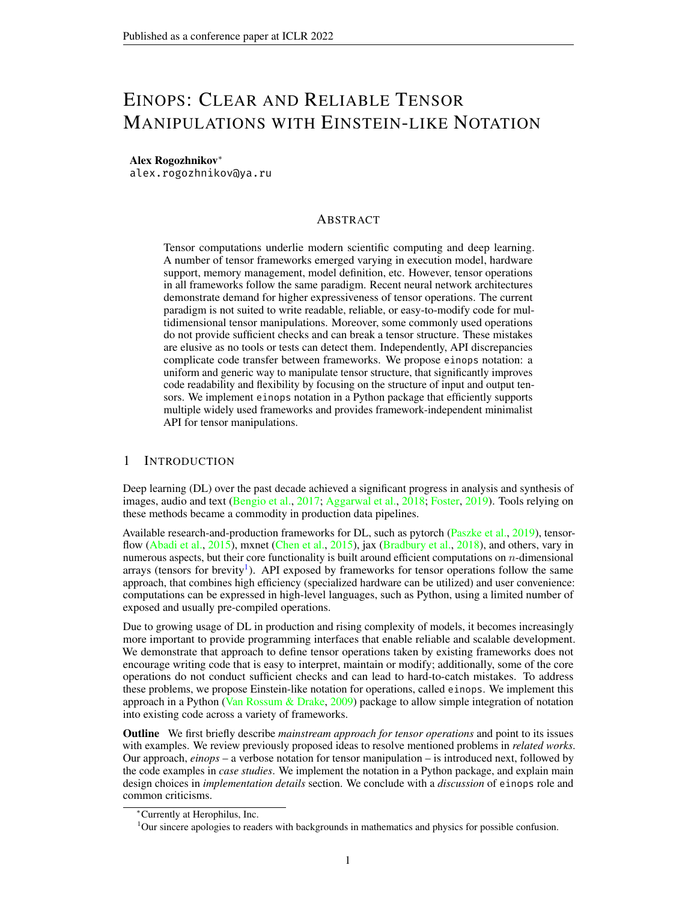# EINOPS: CLEAR AND RELIABLE TENSOR MANIPULATIONS WITH EINSTEIN-LIKE NOTATION

**Alex Rogozhnikov**[*]
alex.rogozhnikov@ya.ru

## ABSTRACT

Tensor computations underlie modern scientific computing and deep learning. A number of tensor frameworks emerged varying in execution model, hardware support, memory management, model definition, etc. However, tensor operations in all frameworks follow the same paradigm. Recent neural network architectures demonstrate demand for higher expressiveness of tensor operations. The current paradigm is not suited to write readable, reliable, or easy-to-modify code for multidimensional tensor manipulations. Moreover, some commonly used operations do not provide sufficient checks and can break a tensor structure. These mistakes are elusive as no tools or tests can detect them. Independently, API discrepancies complicate code transfer between frameworks. We propose einops notation: a uniform and generic way to manipulate tensor structure, that significantly improves code readability and flexibility by focusing on the structure of input and output tensors. We implement einops notation in a Python package that efficiently supports multiple widely used frameworks and provides framework-independent minimalist API for tensor manipulations.

## 1 INTRODUCTION

Deep learning (DL) over the past decade achieved a significant progress in analysis and synthesis of images, audio and text (Bengio et al., 2017; Aggarwal et al., 2018; Foster, 2019). Tools relying on these methods became a commodity in production data pipelines.

Available research-and-production frameworks for DL, such as pytorch (Paszke et al., 2019), tensorflow (Abadi et al., 2015), mxnet (Chen et al., 2015), jax (Bradbury et al., 2018), and others, vary in numerous aspects, but their core functionality is built around efficient computations on $n$-dimensional arrays (tensors for brevity[1]). API exposed by frameworks for tensor operations follow the same approach, that combines high efficiency (specialized hardware can be utilized) and user convenience: computations can be expressed in high-level languages, such as Python, using a limited number of exposed and usually pre-compiled operations.

Due to growing usage of DL in production and rising complexity of models, it becomes increasingly more important to provide programming interfaces that enable reliable and scalable development. We demonstrate that approach to define tensor operations taken by existing frameworks does not encourage writing code that is easy to interpret, maintain or modify; additionally, some of the core operations do not conduct sufficient checks and can lead to hard-to-catch mistakes. To address these problems, we propose Einstein-like notation for operations, called einops. We implement this approach in a Python (Van Rossum & Drake, 2009) package to allow simple integration of notation into existing code across a variety of frameworks.

**Outline** We first briefly describe *mainstream approach for tensor operations* and point to its issues with examples. We review previously proposed ideas to resolve mentioned problems in *related works*. Our approach, *einops* – a verbose notation for tensor manipulation – is introduced next, followed by the code examples in *case studies*. We implement the notation in a Python package, and explain main design choices in *implementation details* section. We conclude with a *discussion* of einops role and common criticisms.

[*]Currently at Herophilus, Inc.

[1]Our sincere apologies to readers with backgrounds in mathematics and physics for possible confusion.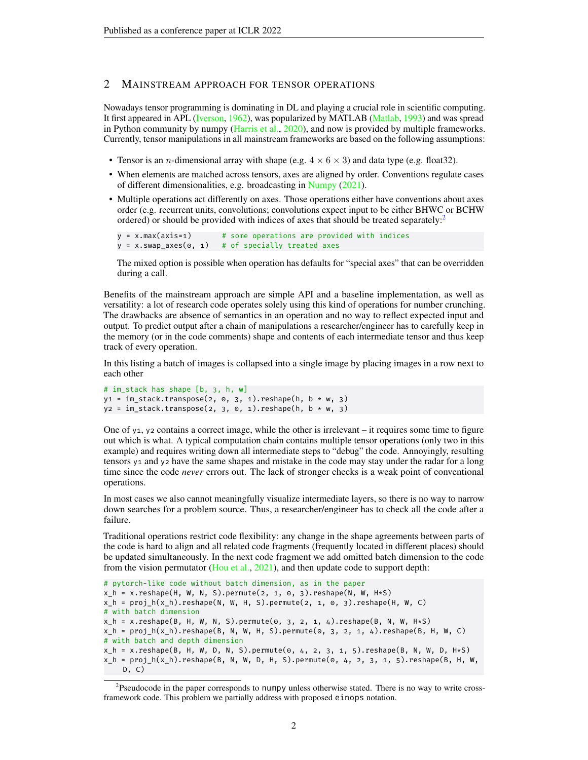## 2 MAINSTREAM APPROACH FOR TENSOR OPERATIONS

Nowadays tensor programming is dominating in DL and playing a crucial role in scientific computing. It first appeared in APL (Iverson, 1962), was popularized by MATLAB (Matlab, 1993) and was spread in Python community by numpy (Harris et al., 2020), and now is provided by multiple frameworks. Currently, tensor manipulations in all mainstream frameworks are based on the following assumptions:

- Tensor is an $n$-dimensional array with shape (e.g. $4 \times 6 \times 3$) and data type (e.g. float32).
- When elements are matched across tensors, axes are aligned by order. Conventions regulate cases of different dimensionalities, e.g. broadcasting in Numpy (2021).
- Multiple operations act differently on axes. Those operations either have conventions about axes order (e.g. recurrent units, convolutions; convolutions expect input to be either BHWC or BCHW ordered) or should be provided with indices of axes that should be treated separately:[2]

  ```
  y = x.max(axis=1)       # some operations are provided with indices
  y = x.swap_axes(0, 1)   # of specially treated axes
  ```

  The mixed option is possible when operation has defaults for "special axes" that can be overridden during a call.

Benefits of the mainstream approach are simple API and a baseline implementation, as well as versatility: a lot of research code operates solely using this kind of operations for number crunching. The drawbacks are absence of semantics in an operation and no way to reflect expected input and output. To predict output after a chain of manipulations a researcher/engineer has to carefully keep in the memory (or in the code comments) shape and contents of each intermediate tensor and thus keep track of every operation.

In this listing a batch of images is collapsed into a single image by placing images in a row next to each other

```
# im_stack has shape [b, 3, h, w]
y1 = im_stack.transpose(2, 0, 3, 1).reshape(h, b * w, 3)
y2 = im_stack.transpose(2, 3, 0, 1).reshape(h, b * w, 3)
```

One of `y1`, `y2` contains a correct image, while the other is irrelevant – it requires some time to figure out which is what. A typical computation chain contains multiple tensor operations (only two in this example) and requires writing down all intermediate steps to "debug" the code. Annoyingly, resulting tensors `y1` and `y2` have the same shapes and mistake in the code may stay under the radar for a long time since the code *never* errors out. The lack of stronger checks is a weak point of conventional operations.

In most cases we also cannot meaningfully visualize intermediate layers, so there is no way to narrow down searches for a problem source. Thus, a researcher/engineer has to check all the code after a failure.

Traditional operations restrict code flexibility: any change in the shape agreements between parts of the code is hard to align and all related code fragments (frequently located in different places) should be updated simultaneously. In the next code fragment we add omitted batch dimension to the code from the vision permutator (Hou et al., 2021), and then update code to support depth:

```
# pytorch-like code without batch dimension, as in the paper
x_h = x.reshape(H, W, N, S).permute(2, 1, 0, 3).reshape(N, W, H*S)
x_h = proj_h(x_h).reshape(N, W, H, S).permute(2, 1, 0, 3).reshape(H, W, C)
# with batch dimension
x_h = x.reshape(B, H, W, N, S).permute(0, 3, 2, 1, 4).reshape(B, N, W, H*S)
x_h = proj_h(x_h).reshape(B, N, W, H, S).permute(0, 3, 2, 1, 4).reshape(B, H, W, C)
# with batch and depth dimension
x_h = x.reshape(B, H, W, D, N, S).permute(0, 4, 2, 3, 1, 5).reshape(B, N, W, D, H*S)
x_h = proj_h(x_h).reshape(B, N, W, D, H, S).permute(0, 4, 2, 3, 1, 5).reshape(B, H, W,
    D, C)
```

[2] Pseudocode in the paper corresponds to `numpy` unless otherwise stated. There is no way to write cross-framework code. This problem we partially address with proposed `einops` notation.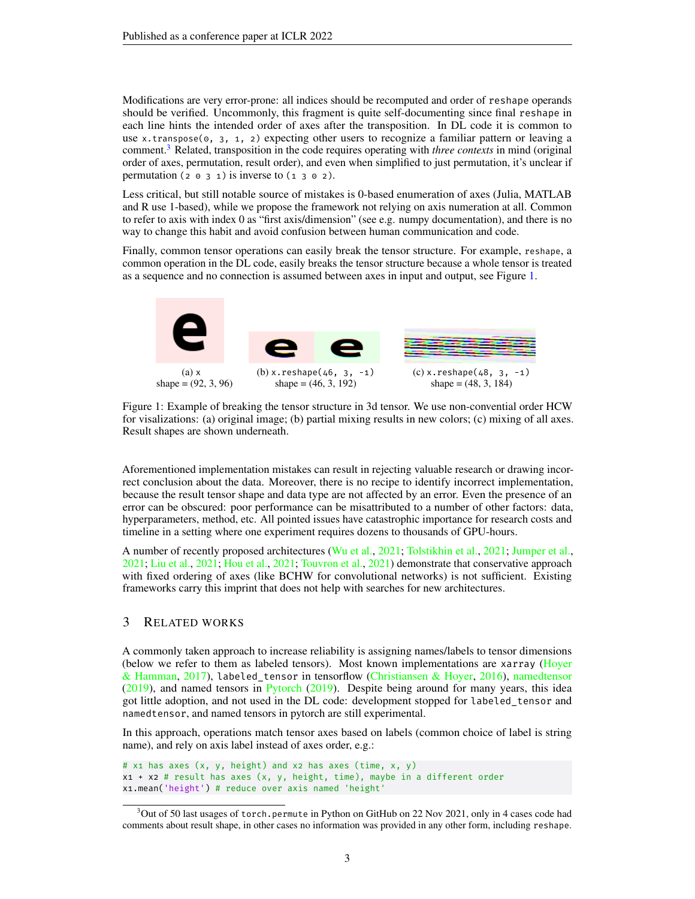Modifications are very error-prone: all indices should be recomputed and order of `reshape` operands should be verified. Uncommonly, this fragment is quite self-documenting since final `reshape` in each line hints the intended order of axes after the transposition. In DL code it is common to use `x.transpose(0, 3, 1, 2)` expecting other users to recognize a familiar pattern or leaving a comment.[3] Related, transposition in the code requires operating with *three contexts* in mind (original order of axes, permutation, result order), and even when simplified to just permutation, it's unclear if permutation `(2 0 3 1)` is inverse to `(1 3 0 2)`.

Less critical, but still notable source of mistakes is 0-based enumeration of axes (Julia, MATLAB and R use 1-based), while we propose the framework not relying on axis numeration at all. Common to refer to axis with index 0 as "first axis/dimension" (see e.g. numpy documentation), and there is no way to change this habit and avoid confusion between human communication and code.

Finally, common tensor operations can easily break the tensor structure. For example, `reshape`, a common operation in the DL code, easily breaks the tensor structure because a whole tensor is treated as a sequence and no connection is assumed between axes in input and output, see Figure 1.

(a) x
shape = (92, 3, 96)

(b) `x.reshape(46, 3, -1)`
shape = (46, 3, 192)

(c) `x.reshape(48, 3, -1)`
shape = (48, 3, 184)

Figure 1: Example of breaking the tensor structure in 3d tensor. We use non-convential order HCW for visalizations: (a) original image; (b) partial mixing results in new colors; (c) mixing of all axes. Result shapes are shown underneath.

Aforementioned implementation mistakes can result in rejecting valuable research or drawing incorrect conclusion about the data. Moreover, there is no recipe to identify incorrect implementation, because the result tensor shape and data type are not affected by an error. Even the presence of an error can be obscured: poor performance can be misattributed to a number of other factors: data, hyperparameters, method, etc. All pointed issues have catastrophic importance for research costs and timeline in a setting where one experiment requires dozens to thousands of GPU-hours.

A number of recently proposed architectures (Wu et al., 2021; Tolstikhin et al., 2021; Jumper et al., 2021; Liu et al., 2021; Hou et al., 2021; Touvron et al., 2021) demonstrate that conservative approach with fixed ordering of axes (like BCHW for convolutional networks) is not sufficient. Existing frameworks carry this imprint that does not help with searches for new architectures.

## 3 Related works

A commonly taken approach to increase reliability is assigning names/labels to tensor dimensions (below we refer to them as labeled tensors). Most known implementations are `xarray` (Hoyer & Hamman, 2017), `labeled_tensor` in tensorflow (Christiansen & Hoyer, 2016), namedtensor (2019), and named tensors in Pytorch (2019). Despite being around for many years, this idea got little adoption, and not used in the DL code: development stopped for `labeled_tensor` and `namedtensor`, and named tensors in pytorch are still experimental.

In this approach, operations match tensor axes based on labels (common choice of label is string name), and rely on axis label instead of axes order, e.g.:

```
# x1 has axes (x, y, height) and x2 has axes (time, x, y)
x1 + x2 # result has axes (x, y, height, time), maybe in a different order
x1.mean('height') # reduce over axis named 'height'
```

[3] Out of 50 last usages of `torch.permute` in Python on GitHub on 22 Nov 2021, only in 4 cases code had comments about result shape, in other cases no information was provided in any other form, including `reshape`.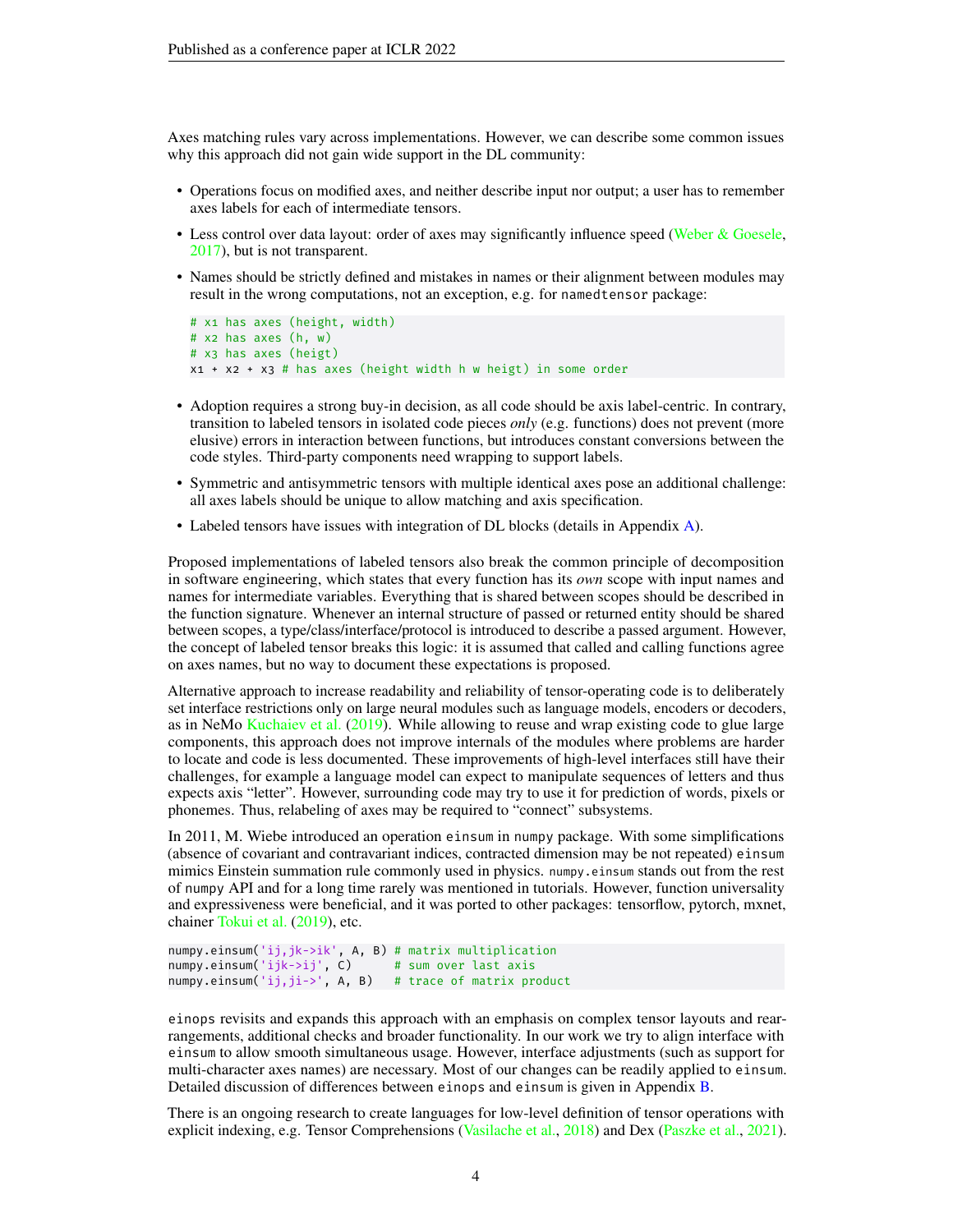Axes matching rules vary across implementations. However, we can describe some common issues why this approach did not gain wide support in the DL community:

- Operations focus on modified axes, and neither describe input nor output; a user has to remember axes labels for each of intermediate tensors.
- Less control over data layout: order of axes may significantly influence speed (Weber & Goesele, 2017), but is not transparent.
- Names should be strictly defined and mistakes in names or their alignment between modules may result in the wrong computations, not an exception, e.g. for `namedtensor` package:

```
# x1 has axes (height, width)
# x2 has axes (h, w)
# x3 has axes (heigt)
x1 + x2 + x3 # has axes (height width h w heigt) in some order
```

- Adoption requires a strong buy-in decision, as all code should be axis label-centric. In contrary, transition to labeled tensors in isolated code pieces *only* (e.g. functions) does not prevent (more elusive) errors in interaction between functions, but introduces constant conversions between the code styles. Third-party components need wrapping to support labels.
- Symmetric and antisymmetric tensors with multiple identical axes pose an additional challenge: all axes labels should be unique to allow matching and axis specification.
- Labeled tensors have issues with integration of DL blocks (details in Appendix A).

Proposed implementations of labeled tensors also break the common principle of decomposition in software engineering, which states that every function has its *own* scope with input names and names for intermediate variables. Everything that is shared between scopes should be described in the function signature. Whenever an internal structure of passed or returned entity should be shared between scopes, a type/class/interface/protocol is introduced to describe a passed argument. However, the concept of labeled tensor breaks this logic: it is assumed that called and calling functions agree on axes names, but no way to document these expectations is proposed.

Alternative approach to increase readability and reliability of tensor-operating code is to deliberately set interface restrictions only on large neural modules such as language models, encoders or decoders, as in NeMo Kuchaiev et al. (2019). While allowing to reuse and wrap existing code to glue large components, this approach does not improve internals of the modules where problems are harder to locate and code is less documented. These improvements of high-level interfaces still have their challenges, for example a language model can expect to manipulate sequences of letters and thus expects axis "letter". However, surrounding code may try to use it for prediction of words, pixels or phonemes. Thus, relabeling of axes may be required to "connect" subsystems.

In 2011, M. Wiebe introduced an operation `einsum` in `numpy` package. With some simplifications (absence of covariant and contravariant indices, contracted dimension may be not repeated) `einsum` mimics Einstein summation rule commonly used in physics. `numpy.einsum` stands out from the rest of `numpy` API and for a long time rarely was mentioned in tutorials. However, function universality and expressiveness were beneficial, and it was ported to other packages: tensorflow, pytorch, mxnet, chainer Tokui et al. (2019), etc.

```
numpy.einsum('ij,jk->ik', A, B) # matrix multiplication
numpy.einsum('ijk->ij', C)      # sum over last axis
numpy.einsum('ij,ji->', A, B)   # trace of matrix product
```

`einops` revisits and expands this approach with an emphasis on complex tensor layouts and rearrangements, additional checks and broader functionality. In our work we try to align interface with `einsum` to allow smooth simultaneous usage. However, interface adjustments (such as support for multi-character axes names) are necessary. Most of our changes can be readily applied to `einsum`. Detailed discussion of differences between `einops` and `einsum` is given in Appendix B.

There is an ongoing research to create languages for low-level definition of tensor operations with explicit indexing, e.g. Tensor Comprehensions (Vasilache et al., 2018) and Dex (Paszke et al., 2021).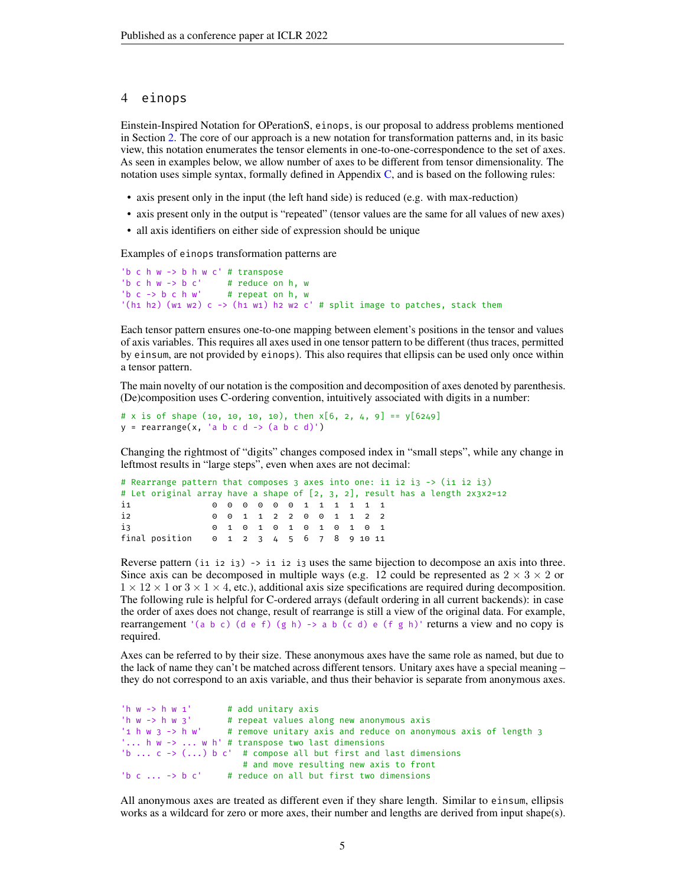## 4 einops

Einstein-Inspired Notation for OPerationS, `einops`, is our proposal to address problems mentioned in Section 2. The core of our approach is a new notation for transformation patterns and, in its basic view, this notation enumerates the tensor elements in one-to-one-correspondence to the set of axes. As seen in examples below, we allow number of axes to be different from tensor dimensionality. The notation uses simple syntax, formally defined in Appendix C, and is based on the following rules:

- axis present only in the input (the left hand side) is reduced (e.g. with max-reduction)
- axis present only in the output is "repeated" (tensor values are the same for all values of new axes)
- all axis identifiers on either side of expression should be unique

Examples of `einops` transformation patterns are

```
'b c h w -> b h w c' # transpose
'b c h w -> b c'     # reduce on h, w
'b c -> b c h w'     # repeat on h, w
'(h1 h2) (w1 w2) c -> (h1 w1) h2 w2 c' # split image to patches, stack them
```

Each tensor pattern ensures one-to-one mapping between element's positions in the tensor and values of axis variables. This requires all axes used in one tensor pattern to be different (thus traces, permitted by `einsum`, are not provided by `einops`). This also requires that ellipsis can be used only once within a tensor pattern.

The main novelty of our notation is the composition and decomposition of axes denoted by parenthesis. (De)composition uses C-ordering convention, intuitively associated with digits in a number:

```
# x is of shape (10, 10, 10, 10), then x[6, 2, 4, 9] == y[6249]
y = rearrange(x, 'a b c d -> (a b c d)')
```

Changing the rightmost of "digits" changes composed index in "small steps", while any change in leftmost results in "large steps", even when axes are not decimal:

```
# Rearrange pattern that composes 3 axes into one: i1 i2 i3 -> (i1 i2 i3)
# Let original array have a shape of [2, 3, 2], result has a length 2x3x2=12
i1               0  0  0  0  0  0  1  1  1  1  1  1
i2               0  0  1  1  2  2  0  0  1  1  2  2
i3               0  1  0  1  0  1  0  1  0  1  0  1
final position   0  1  2  3  4  5  6  7  8  9 10 11
```

Reverse pattern `(i1 i2 i3) -> i1 i2 i3` uses the same bijection to decompose an axis into three. Since axis can be decomposed in multiple ways (e.g. 12 could be represented as $2 \times 3 \times 2$ or $1 \times 12 \times 1$ or $3 \times 1 \times 4$, etc.), additional axis size specifications are required during decomposition. The following rule is helpful for C-ordered arrays (default ordering in all current backends): in case the order of axes does not change, result of rearrange is still a view of the original data. For example, rearrangement `'(a b c) (d e f) (g h) -> a b (c d) e (f g h)'` returns a view and no copy is required.

Axes can be referred to by their size. These anonymous axes have the same role as named, but due to the lack of name they can't be matched across different tensors. Unitary axes have a special meaning – they do not correspond to an axis variable, and thus their behavior is separate from anonymous axes.

```
'h w -> h w 1'       # add unitary axis
'h w -> h w 3'       # repeat values along new anonymous axis
'1 h w 3 -> h w'     # remove unitary axis and reduce on anonymous axis of length 3
'... h w -> ... w h' # transpose two last dimensions
'b ... c -> (...) b c'  # compose all but first and last dimensions
                        # and move resulting new axis to front
'b c ... -> b c'     # reduce on all but first two dimensions
```

All anonymous axes are treated as different even if they share length. Similar to `einsum`, ellipsis works as a wildcard for zero or more axes, their number and lengths are derived from input shape(s).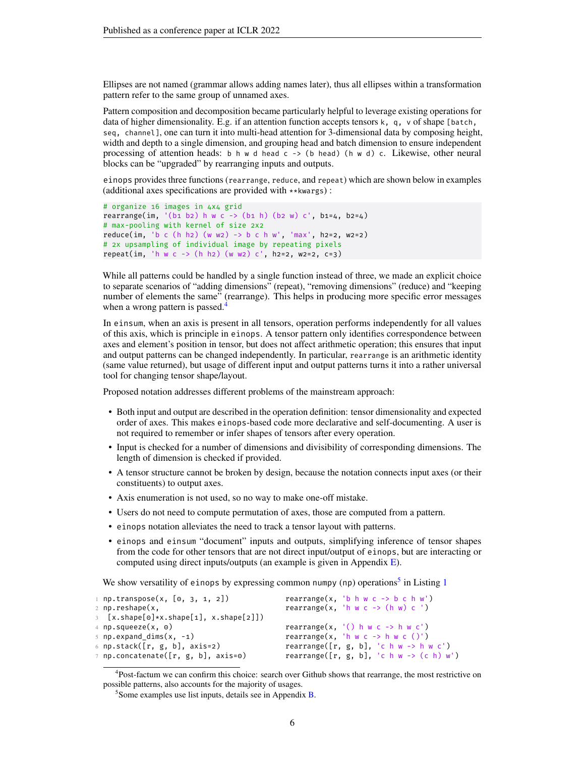Ellipses are not named (grammar allows adding names later), thus all ellipses within a transformation pattern refer to the same group of unnamed axes.

Pattern composition and decomposition became particularly helpful to leverage existing operations for data of higher dimensionality. E.g. if an attention function accepts tensors `k, q, v` of shape `[batch, seq, channel]`, one can turn it into multi-head attention for 3-dimensional data by composing height, width and depth to a single dimension, and grouping head and batch dimension to ensure independent processing of attention heads: `b h w d head c -> (b head) (h w d) c`. Likewise, other neural blocks can be "upgraded" by rearranging inputs and outputs.

`einops` provides three functions (`rearrange`, `reduce`, and `repeat`) which are shown below in examples (additional axes specifications are provided with `**kwargs`) :

```
# organize 16 images in 4x4 grid
rearrange(im, '(b1 b2) h w c -> (b1 h) (b2 w) c', b1=4, b2=4)
# max-pooling with kernel of size 2x2
reduce(im, 'b c (h h2) (w w2) -> b c h w', 'max', h2=2, w2=2)
# 2x upsampling of individual image by repeating pixels
repeat(im, 'h w c -> (h h2) (w w2) c', h2=2, w2=2, c=3)
```

While all patterns could be handled by a single function instead of three, we made an explicit choice to separate scenarios of "adding dimensions" (repeat), "removing dimensions" (reduce) and "keeping number of elements the same" (rearrange). This helps in producing more specific error messages when a wrong pattern is passed.[4]

In `einsum`, when an axis is present in all tensors, operation performs independently for all values of this axis, which is principle in `einops`. A tensor pattern only identifies correspondence between axes and element's position in tensor, but does not affect arithmetic operation; this ensures that input and output patterns can be changed independently. In particular, `rearrange` is an arithmetic identity (same value returned), but usage of different input and output patterns turns it into a rather universal tool for changing tensor shape/layout.

Proposed notation addresses different problems of the mainstream approach:

- Both input and output are described in the operation definition: tensor dimensionality and expected order of axes. This makes `einops`-based code more declarative and self-documenting. A user is not required to remember or infer shapes of tensors after every operation.
- Input is checked for a number of dimensions and divisibility of corresponding dimensions. The length of dimension is checked if provided.
- A tensor structure cannot be broken by design, because the notation connects input axes (or their constituents) to output axes.
- Axis enumeration is not used, so no way to make one-off mistake.
- Users do not need to compute permutation of axes, those are computed from a pattern.
- `einops` notation alleviates the need to track a tensor layout with patterns.
- `einops` and `einsum` "document" inputs and outputs, simplifying inference of tensor shapes from the code for other tensors that are not direct input/output of `einops`, but are interacting or computed using direct inputs/outputs (an example is given in Appendix E).

We show versatility of `einops` by expressing common `numpy` (`np`) operations[5] in Listing 1

```
1 np.transpose(x, [0, 3, 1, 2])             rearrange(x, 'b h w c -> b c h w')
2 np.reshape(x,                             rearrange(x, 'h w c -> (h w) c ')
3   [x.shape[0]*x.shape[1], x.shape[2]])
4 np.squeeze(x, 0)                          rearrange(x, '() h w c -> h w c')
5 np.expand_dims(x, -1)                     rearrange(x, 'h w c -> h w c ()')
6 np.stack([r, g, b], axis=2)               rearrange([r, g, b], 'c h w -> h w c')
7 np.concatenate([r, g, b], axis=0)         rearrange([r, g, b], 'c h w -> (c h) w')
```

[4] Post-factum we can confirm this choice: search over Github shows that rearrange, the most restrictive on possible patterns, also accounts for the majority of usages.

[5] Some examples use list inputs, details see in Appendix B.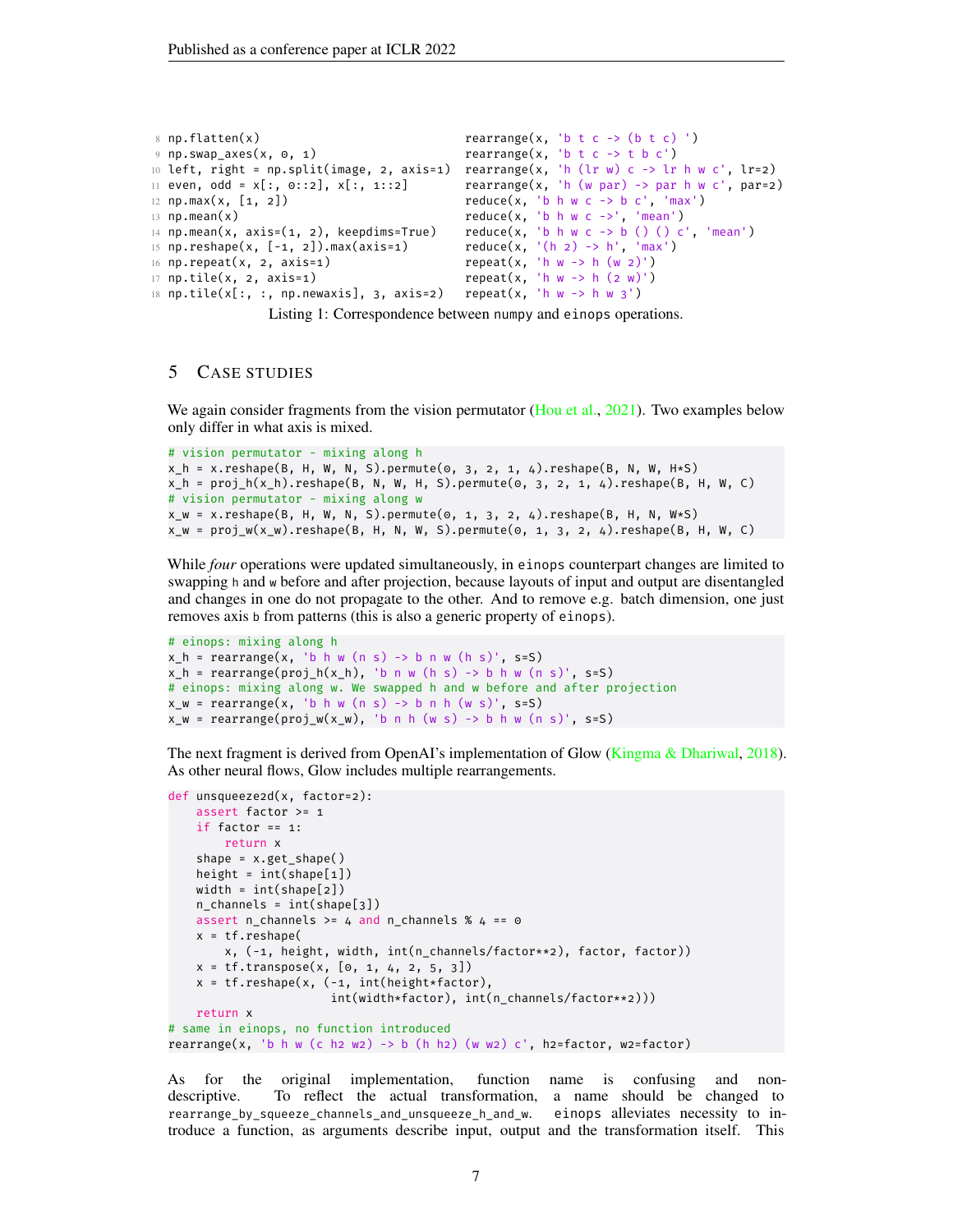```
 8 np.flatten(x)                            rearrange(x, 'b t c -> (b t c) ')
 9 np.swap_axes(x, 0, 1)                    rearrange(x, 'b t c -> t b c')
10 left, right = np.split(image, 2, axis=1) rearrange(x, 'h (lr w) c -> lr h w c', lr=2)
11 even, odd = x[:, 0::2], x[:, 1::2]       rearrange(x, 'h (w par) -> par h w c', par=2)
12 np.max(x, [1, 2])                        reduce(x, 'b h w c -> b c', 'max')
13 np.mean(x)                               reduce(x, 'b h w c ->', 'mean')
14 np.mean(x, axis=(1, 2), keepdims=True)   reduce(x, 'b h w c -> b () () c', 'mean')
15 np.reshape(x, [-1, 2]).max(axis=1)       reduce(x, '(h 2) -> h', 'max')
16 np.repeat(x, 2, axis=1)                  repeat(x, 'h w -> h (w 2)')
17 np.tile(x, 2, axis=1)                    repeat(x, 'h w -> h (2 w)')
18 np.tile(x[:, :, np.newaxis], 3, axis=2)  repeat(x, 'h w -> h w 3')
```

Listing 1: Correspondence between numpy and einops operations.

## 5 Case studies

We again consider fragments from the vision permutator (Hou et al., 2021). Two examples below only differ in what axis is mixed.

```
# vision permutator - mixing along h
x_h = x.reshape(B, H, W, N, S).permute(0, 3, 2, 1, 4).reshape(B, N, W, H*S)
x_h = proj_h(x_h).reshape(B, N, W, H, S).permute(0, 3, 2, 1, 4).reshape(B, H, W, C)
# vision permutator - mixing along w
x_w = x.reshape(B, H, W, N, S).permute(0, 1, 3, 2, 4).reshape(B, H, N, W*S)
x_w = proj_w(x_w).reshape(B, H, N, W, S).permute(0, 1, 3, 2, 4).reshape(B, H, W, C)
```

While *four* operations were updated simultaneously, in einops counterpart changes are limited to swapping h and w before and after projection, because layouts of input and output are disentangled and changes in one do not propagate to the other. And to remove e.g. batch dimension, one just removes axis b from patterns (this is also a generic property of einops).

```
# einops: mixing along h
x_h = rearrange(x, 'b h w (n s) -> b n w (h s)', s=S)
x_h = rearrange(proj_h(x_h), 'b n w (h s) -> b h w (n s)', s=S)
# einops: mixing along w. We swapped h and w before and after projection
x_w = rearrange(x, 'b h w (n s) -> b n h (w s)', s=S)
x_w = rearrange(proj_w(x_w), 'b n h (w s) -> b h w (n s)', s=S)
```

The next fragment is derived from OpenAI's implementation of Glow (Kingma & Dhariwal, 2018). As other neural flows, Glow includes multiple rearrangements.

```
def unsqueeze2d(x, factor=2):
    assert factor >= 1
    if factor == 1:
        return x
    shape = x.get_shape()
    height = int(shape[1])
    width = int(shape[2])
    n_channels = int(shape[3])
    assert n_channels >= 4 and n_channels % 4 == 0
    x = tf.reshape(
        x, (-1, height, width, int(n_channels/factor**2), factor, factor))
    x = tf.transpose(x, [0, 1, 4, 2, 5, 3])
    x = tf.reshape(x, (-1, int(height*factor),
                       int(width*factor), int(n_channels/factor**2)))
    return x
# same in einops, no function introduced
rearrange(x, 'b h w (c h2 w2) -> b (h h2) (w w2) c', h2=factor, w2=factor)
```

As for the original implementation, function name is confusing and non-descriptive. To reflect the actual transformation, a name should be changed to `rearrange_by_squeeze_channels_and_unsqueeze_h_and_w`. einops alleviates necessity to introduce a function, as arguments describe input, output and the transformation itself. This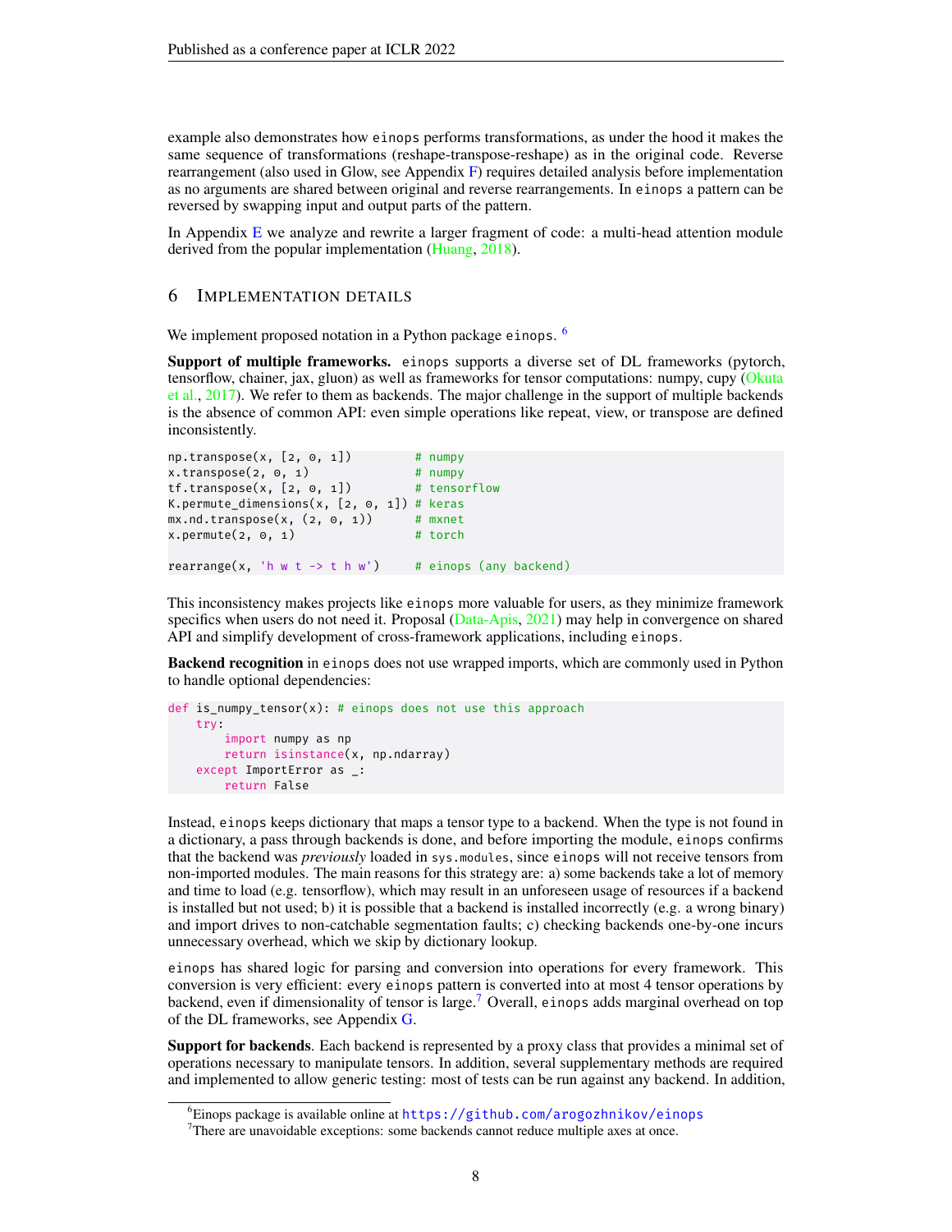example also demonstrates how einops performs transformations, as under the hood it makes the same sequence of transformations (reshape-transpose-reshape) as in the original code. Reverse rearrangement (also used in Glow, see Appendix F) requires detailed analysis before implementation as no arguments are shared between original and reverse rearrangements. In einops a pattern can be reversed by swapping input and output parts of the pattern.

In Appendix E we analyze and rewrite a larger fragment of code: a multi-head attention module derived from the popular implementation (Huang, 2018).

## 6 Implementation Details

We implement proposed notation in a Python package einops. [6]

**Support of multiple frameworks.** einops supports a diverse set of DL frameworks (pytorch, tensorflow, chainer, jax, gluon) as well as frameworks for tensor computations: numpy, cupy (Okuta et al., 2017). We refer to them as backends. The major challenge in the support of multiple backends is the absence of common API: even simple operations like repeat, view, or transpose are defined inconsistently.

```
np.transpose(x, [2, 0, 1])          # numpy
x.transpose(2, 0, 1)                # numpy
tf.transpose(x, [2, 0, 1])          # tensorflow
K.permute_dimensions(x, [2, 0, 1])  # keras
mx.nd.transpose(x, (2, 0, 1))       # mxnet
x.permute(2, 0, 1)                  # torch

rearrange(x, 'h w t -> t h w')      # einops (any backend)
```

This inconsistency makes projects like einops more valuable for users, as they minimize framework specifics when users do not need it. Proposal (Data-Apis, 2021) may help in convergence on shared API and simplify development of cross-framework applications, including einops.

**Backend recognition** in einops does not use wrapped imports, which are commonly used in Python to handle optional dependencies:

```
def is_numpy_tensor(x): # einops does not use this approach
    try:
        import numpy as np
        return isinstance(x, np.ndarray)
    except ImportError as _:
        return False
```

Instead, einops keeps dictionary that maps a tensor type to a backend. When the type is not found in a dictionary, a pass through backends is done, and before importing the module, einops confirms that the backend was *previously* loaded in sys.modules, since einops will not receive tensors from non-imported modules. The main reasons for this strategy are: a) some backends take a lot of memory and time to load (e.g. tensorflow), which may result in an unforeseen usage of resources if a backend is installed but not used; b) it is possible that a backend is installed incorrectly (e.g. a wrong binary) and import drives to non-catchable segmentation faults; c) checking backends one-by-one incurs unnecessary overhead, which we skip by dictionary lookup.

einops has shared logic for parsing and conversion into operations for every framework. This conversion is very efficient: every einops pattern is converted into at most 4 tensor operations by backend, even if dimensionality of tensor is large.[7] Overall, einops adds marginal overhead on top of the DL frameworks, see Appendix G.

**Support for backends**. Each backend is represented by a proxy class that provides a minimal set of operations necessary to manipulate tensors. In addition, several supplementary methods are required and implemented to allow generic testing: most of tests can be run against any backend. In addition,

[6] Einops package is available online at https://github.com/arogozhnikov/einops

[7] There are unavoidable exceptions: some backends cannot reduce multiple axes at once.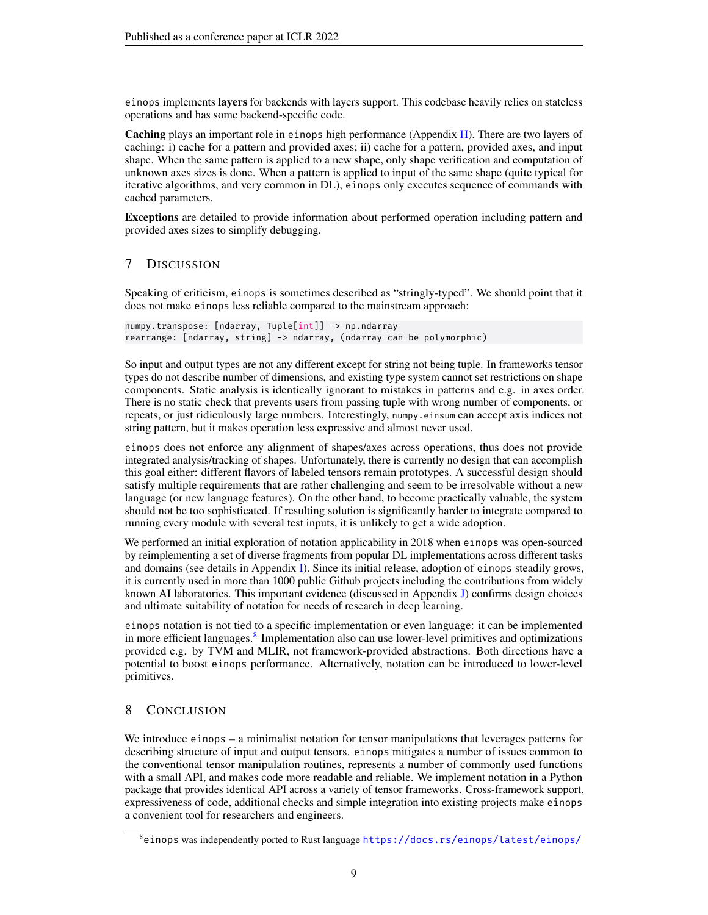einops implements **layers** for backends with layers support. This codebase heavily relies on stateless operations and has some backend-specific code.

**Caching** plays an important role in einops high performance (Appendix H). There are two layers of caching: i) cache for a pattern and provided axes; ii) cache for a pattern, provided axes, and input shape. When the same pattern is applied to a new shape, only shape verification and computation of unknown axes sizes is done. When a pattern is applied to input of the same shape (quite typical for iterative algorithms, and very common in DL), einops only executes sequence of commands with cached parameters.

**Exceptions** are detailed to provide information about performed operation including pattern and provided axes sizes to simplify debugging.

## 7 Discussion

Speaking of criticism, einops is sometimes described as "stringly-typed". We should point that it does not make einops less reliable compared to the mainstream approach:

```
numpy.transpose: [ndarray, Tuple[int]] -> np.ndarray
rearrange: [ndarray, string] -> ndarray, (ndarray can be polymorphic)
```

So input and output types are not any different except for string not being tuple. In frameworks tensor types do not describe number of dimensions, and existing type system cannot set restrictions on shape components. Static analysis is identically ignorant to mistakes in patterns and e.g. in axes order. There is no static check that prevents users from passing tuple with wrong number of components, or repeats, or just ridiculously large numbers. Interestingly, numpy.einsum can accept axis indices not string pattern, but it makes operation less expressive and almost never used.

einops does not enforce any alignment of shapes/axes across operations, thus does not provide integrated analysis/tracking of shapes. Unfortunately, there is currently no design that can accomplish this goal either: different flavors of labeled tensors remain prototypes. A successful design should satisfy multiple requirements that are rather challenging and seem to be irresolvable without a new language (or new language features). On the other hand, to become practically valuable, the system should not be too sophisticated. If resulting solution is significantly harder to integrate compared to running every module with several test inputs, it is unlikely to get a wide adoption.

We performed an initial exploration of notation applicability in 2018 when einops was open-sourced by reimplementing a set of diverse fragments from popular DL implementations across different tasks and domains (see details in Appendix I). Since its initial release, adoption of einops steadily grows, it is currently used in more than 1000 public Github projects including the contributions from widely known AI laboratories. This important evidence (discussed in Appendix J) confirms design choices and ultimate suitability of notation for needs of research in deep learning.

einops notation is not tied to a specific implementation or even language: it can be implemented in more efficient languages.[8] Implementation also can use lower-level primitives and optimizations provided e.g. by TVM and MLIR, not framework-provided abstractions. Both directions have a potential to boost einops performance. Alternatively, notation can be introduced to lower-level primitives.

## 8 Conclusion

We introduce einops – a minimalist notation for tensor manipulations that leverages patterns for describing structure of input and output tensors. einops mitigates a number of issues common to the conventional tensor manipulation routines, represents a number of commonly used functions with a small API, and makes code more readable and reliable. We implement notation in a Python package that provides identical API across a variety of tensor frameworks. Cross-framework support, expressiveness of code, additional checks and simple integration into existing projects make einops a convenient tool for researchers and engineers.

---

[8] einops was independently ported to Rust language https://docs.rs/einops/latest/einops/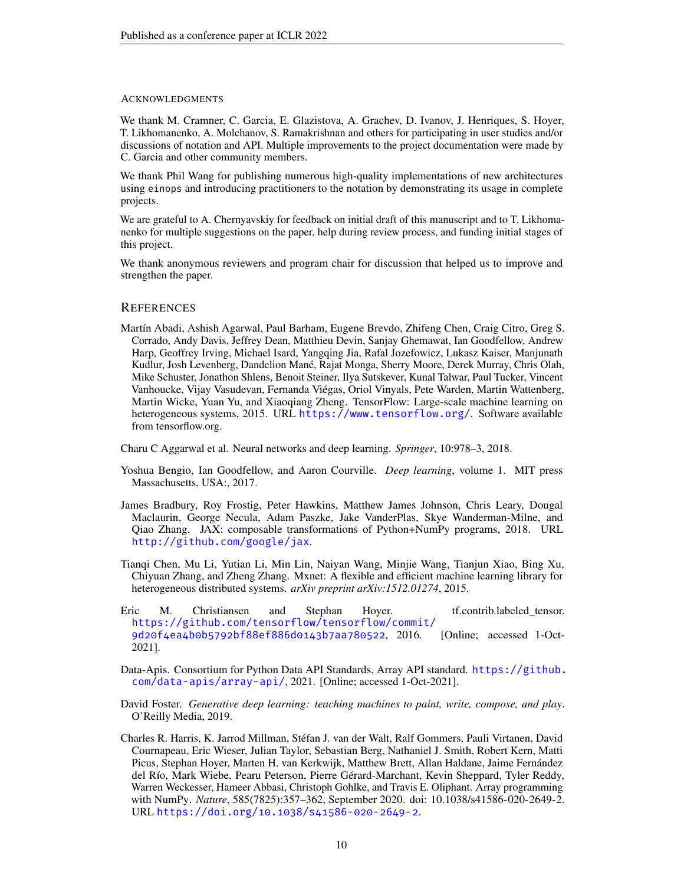## Acknowledgments

We thank M. Cramner, C. Garcia, E. Glazistova, A. Grachev, D. Ivanov, J. Henriques, S. Hoyer, T. Likhomanenko, A. Molchanov, S. Ramakrishnan and others for participating in user studies and/or discussions of notation and API. Multiple improvements to the project documentation were made by C. Garcia and other community members.

We thank Phil Wang for publishing numerous high-quality implementations of new architectures using `einops` and introducing practitioners to the notation by demonstrating its usage in complete projects.

We are grateful to A. Chernyavskiy for feedback on initial draft of this manuscript and to T. Likhomanenko for multiple suggestions on the paper, help during review process, and funding initial stages of this project.

We thank anonymous reviewers and program chair for discussion that helped us to improve and strengthen the paper.

## References

Martín Abadi, Ashish Agarwal, Paul Barham, Eugene Brevdo, Zhifeng Chen, Craig Citro, Greg S. Corrado, Andy Davis, Jeffrey Dean, Matthieu Devin, Sanjay Ghemawat, Ian Goodfellow, Andrew Harp, Geoffrey Irving, Michael Isard, Yangqing Jia, Rafal Jozefowicz, Lukasz Kaiser, Manjunath Kudlur, Josh Levenberg, Dandelion Mané, Rajat Monga, Sherry Moore, Derek Murray, Chris Olah, Mike Schuster, Jonathon Shlens, Benoit Steiner, Ilya Sutskever, Kunal Talwar, Paul Tucker, Vincent Vanhoucke, Vijay Vasudevan, Fernanda Viégas, Oriol Vinyals, Pete Warden, Martin Wattenberg, Martin Wicke, Yuan Yu, and Xiaoqiang Zheng. TensorFlow: Large-scale machine learning on heterogeneous systems, 2015. URL https://www.tensorflow.org/. Software available from tensorflow.org.

Charu C Aggarwal et al. Neural networks and deep learning. *Springer*, 10:978–3, 2018.

Yoshua Bengio, Ian Goodfellow, and Aaron Courville. *Deep learning*, volume 1. MIT press Massachusetts, USA:, 2017.

James Bradbury, Roy Frostig, Peter Hawkins, Matthew James Johnson, Chris Leary, Dougal Maclaurin, George Necula, Adam Paszke, Jake VanderPlas, Skye Wanderman-Milne, and Qiao Zhang. JAX: composable transformations of Python+NumPy programs, 2018. URL http://github.com/google/jax.

Tianqi Chen, Mu Li, Yutian Li, Min Lin, Naiyan Wang, Minjie Wang, Tianjun Xiao, Bing Xu, Chiyuan Zhang, and Zheng Zhang. Mxnet: A flexible and efficient machine learning library for heterogeneous distributed systems. *arXiv preprint arXiv:1512.01274*, 2015.

Eric M. Christiansen and Stephan Hoyer. tf.contrib.labeled_tensor. https://github.com/tensorflow/tensorflow/commit/9d20f4ea4b0b5792bf88ef886d0143b7aa780522, 2016. [Online; accessed 1-Oct-2021].

Data-Apis. Consortium for Python Data API Standards, Array API standard. https://github.com/data-apis/array-api/, 2021. [Online; accessed 1-Oct-2021].

David Foster. *Generative deep learning: teaching machines to paint, write, compose, and play*. O'Reilly Media, 2019.

Charles R. Harris, K. Jarrod Millman, Stéfan J. van der Walt, Ralf Gommers, Pauli Virtanen, David Cournapeau, Eric Wieser, Julian Taylor, Sebastian Berg, Nathaniel J. Smith, Robert Kern, Matti Picus, Stephan Hoyer, Marten H. van Kerkwijk, Matthew Brett, Allan Haldane, Jaime Fernández del Río, Mark Wiebe, Pearu Peterson, Pierre Gérard-Marchant, Kevin Sheppard, Tyler Reddy, Warren Weckesser, Hameer Abbasi, Christoph Gohlke, and Travis E. Oliphant. Array programming with NumPy. *Nature*, 585(7825):357–362, September 2020. doi: 10.1038/s41586-020-2649-2. URL https://doi.org/10.1038/s41586-020-2649-2.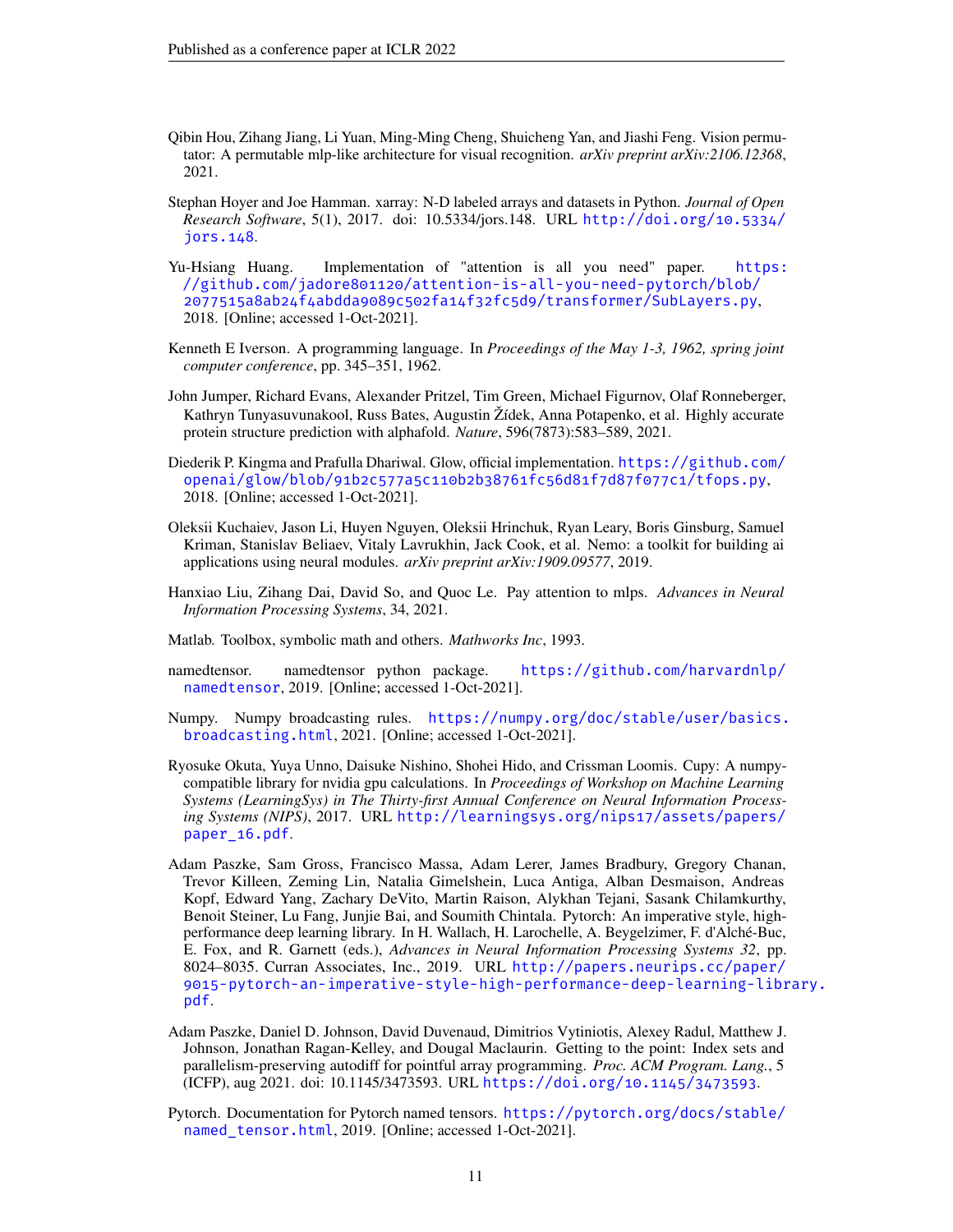Qibin Hou, Zihang Jiang, Li Yuan, Ming-Ming Cheng, Shuicheng Yan, and Jiashi Feng. Vision permutator: A permutable mlp-like architecture for visual recognition. *arXiv preprint arXiv:2106.12368*, 2021.

Stephan Hoyer and Joe Hamman. xarray: N-D labeled arrays and datasets in Python. *Journal of Open Research Software*, 5(1), 2017. doi: 10.5334/jors.148. URL http://doi.org/10.5334/jors.148.

Yu-Hsiang Huang. Implementation of "attention is all you need" paper. https://github.com/jadore801120/attention-is-all-you-need-pytorch/blob/2077515a8ab24f4abdda9089c502fa14f32fc5d9/transformer/SubLayers.py, 2018. [Online; accessed 1-Oct-2021].

Kenneth E Iverson. A programming language. In *Proceedings of the May 1-3, 1962, spring joint computer conference*, pp. 345–351, 1962.

John Jumper, Richard Evans, Alexander Pritzel, Tim Green, Michael Figurnov, Olaf Ronneberger, Kathryn Tunyasuvunakool, Russ Bates, Augustin Žídek, Anna Potapenko, et al. Highly accurate protein structure prediction with alphafold. *Nature*, 596(7873):583–589, 2021.

Diederik P. Kingma and Prafulla Dhariwal. Glow, official implementation. https://github.com/openai/glow/blob/91b2c577a5c110b2b38761fc56d81f7d87f077c1/tfops.py, 2018. [Online; accessed 1-Oct-2021].

Oleksii Kuchaiev, Jason Li, Huyen Nguyen, Oleksii Hrinchuk, Ryan Leary, Boris Ginsburg, Samuel Kriman, Stanislav Beliaev, Vitaly Lavrukhin, Jack Cook, et al. Nemo: a toolkit for building ai applications using neural modules. *arXiv preprint arXiv:1909.09577*, 2019.

Hanxiao Liu, Zihang Dai, David So, and Quoc Le. Pay attention to mlps. *Advances in Neural Information Processing Systems*, 34, 2021.

Matlab. Toolbox, symbolic math and others. *Mathworks Inc*, 1993.

namedtensor. namedtensor python package. https://github.com/harvardnlp/namedtensor, 2019. [Online; accessed 1-Oct-2021].

Numpy. Numpy broadcasting rules. https://numpy.org/doc/stable/user/basics.broadcasting.html, 2021. [Online; accessed 1-Oct-2021].

Ryosuke Okuta, Yuya Unno, Daisuke Nishino, Shohei Hido, and Crissman Loomis. Cupy: A numpy-compatible library for nvidia gpu calculations. In *Proceedings of Workshop on Machine Learning Systems (LearningSys) in The Thirty-first Annual Conference on Neural Information Processing Systems (NIPS)*, 2017. URL http://learningsys.org/nips17/assets/papers/paper_16.pdf.

Adam Paszke, Sam Gross, Francisco Massa, Adam Lerer, James Bradbury, Gregory Chanan, Trevor Killeen, Zeming Lin, Natalia Gimelshein, Luca Antiga, Alban Desmaison, Andreas Kopf, Edward Yang, Zachary DeVito, Martin Raison, Alykhan Tejani, Sasank Chilamkurthy, Benoit Steiner, Lu Fang, Junjie Bai, and Soumith Chintala. Pytorch: An imperative style, high-performance deep learning library. In H. Wallach, H. Larochelle, A. Beygelzimer, F. d'Alché-Buc, E. Fox, and R. Garnett (eds.), *Advances in Neural Information Processing Systems 32*, pp. 8024–8035. Curran Associates, Inc., 2019. URL http://papers.neurips.cc/paper/9015-pytorch-an-imperative-style-high-performance-deep-learning-library.pdf.

Adam Paszke, Daniel D. Johnson, David Duvenaud, Dimitrios Vytiniotis, Alexey Radul, Matthew J. Johnson, Jonathan Ragan-Kelley, and Dougal Maclaurin. Getting to the point: Index sets and parallelism-preserving autodiff for pointful array programming. *Proc. ACM Program. Lang.*, 5 (ICFP), aug 2021. doi: 10.1145/3473593. URL https://doi.org/10.1145/3473593.

Pytorch. Documentation for Pytorch named tensors. https://pytorch.org/docs/stable/named_tensor.html, 2019. [Online; accessed 1-Oct-2021].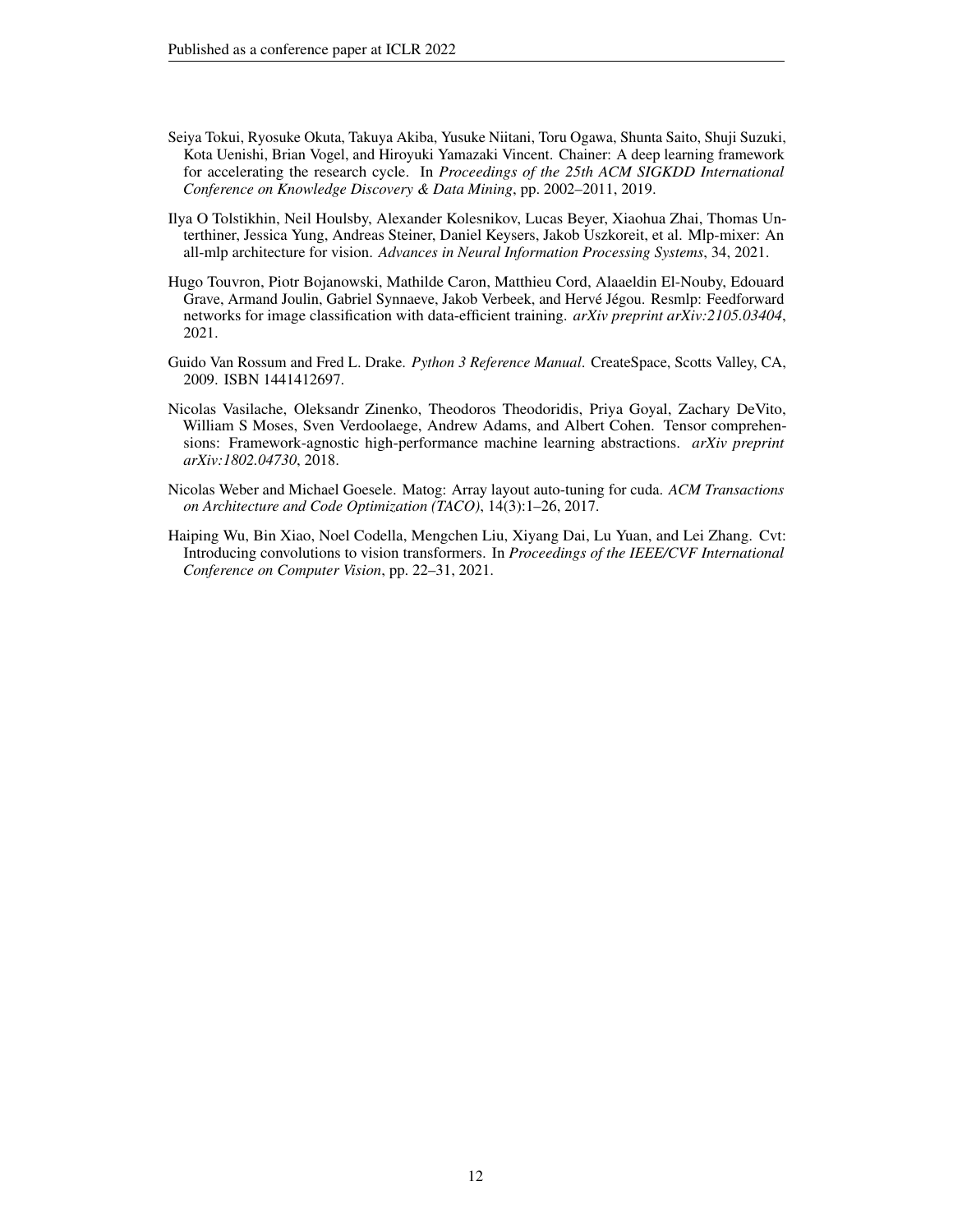Seiya Tokui, Ryosuke Okuta, Takuya Akiba, Yusuke Niitani, Toru Ogawa, Shunta Saito, Shuji Suzuki, Kota Uenishi, Brian Vogel, and Hiroyuki Yamazaki Vincent. Chainer: A deep learning framework for accelerating the research cycle. In *Proceedings of the 25th ACM SIGKDD International Conference on Knowledge Discovery & Data Mining*, pp. 2002–2011, 2019.

Ilya O Tolstikhin, Neil Houlsby, Alexander Kolesnikov, Lucas Beyer, Xiaohua Zhai, Thomas Unterthiner, Jessica Yung, Andreas Steiner, Daniel Keysers, Jakob Uszkoreit, et al. Mlp-mixer: An all-mlp architecture for vision. *Advances in Neural Information Processing Systems*, 34, 2021.

Hugo Touvron, Piotr Bojanowski, Mathilde Caron, Matthieu Cord, Alaaeldin El-Nouby, Edouard Grave, Armand Joulin, Gabriel Synnaeve, Jakob Verbeek, and Hervé Jégou. Resmlp: Feedforward networks for image classification with data-efficient training. *arXiv preprint arXiv:2105.03404*, 2021.

Guido Van Rossum and Fred L. Drake. *Python 3 Reference Manual*. CreateSpace, Scotts Valley, CA, 2009. ISBN 1441412697.

Nicolas Vasilache, Oleksandr Zinenko, Theodoros Theodoridis, Priya Goyal, Zachary DeVito, William S Moses, Sven Verdoolaege, Andrew Adams, and Albert Cohen. Tensor comprehensions: Framework-agnostic high-performance machine learning abstractions. *arXiv preprint arXiv:1802.04730*, 2018.

Nicolas Weber and Michael Goesele. Matog: Array layout auto-tuning for cuda. *ACM Transactions on Architecture and Code Optimization (TACO)*, 14(3):1–26, 2017.

Haiping Wu, Bin Xiao, Noel Codella, Mengchen Liu, Xiyang Dai, Lu Yuan, and Lei Zhang. Cvt: Introducing convolutions to vision transformers. In *Proceedings of the IEEE/CVF International Conference on Computer Vision*, pp. 22–31, 2021.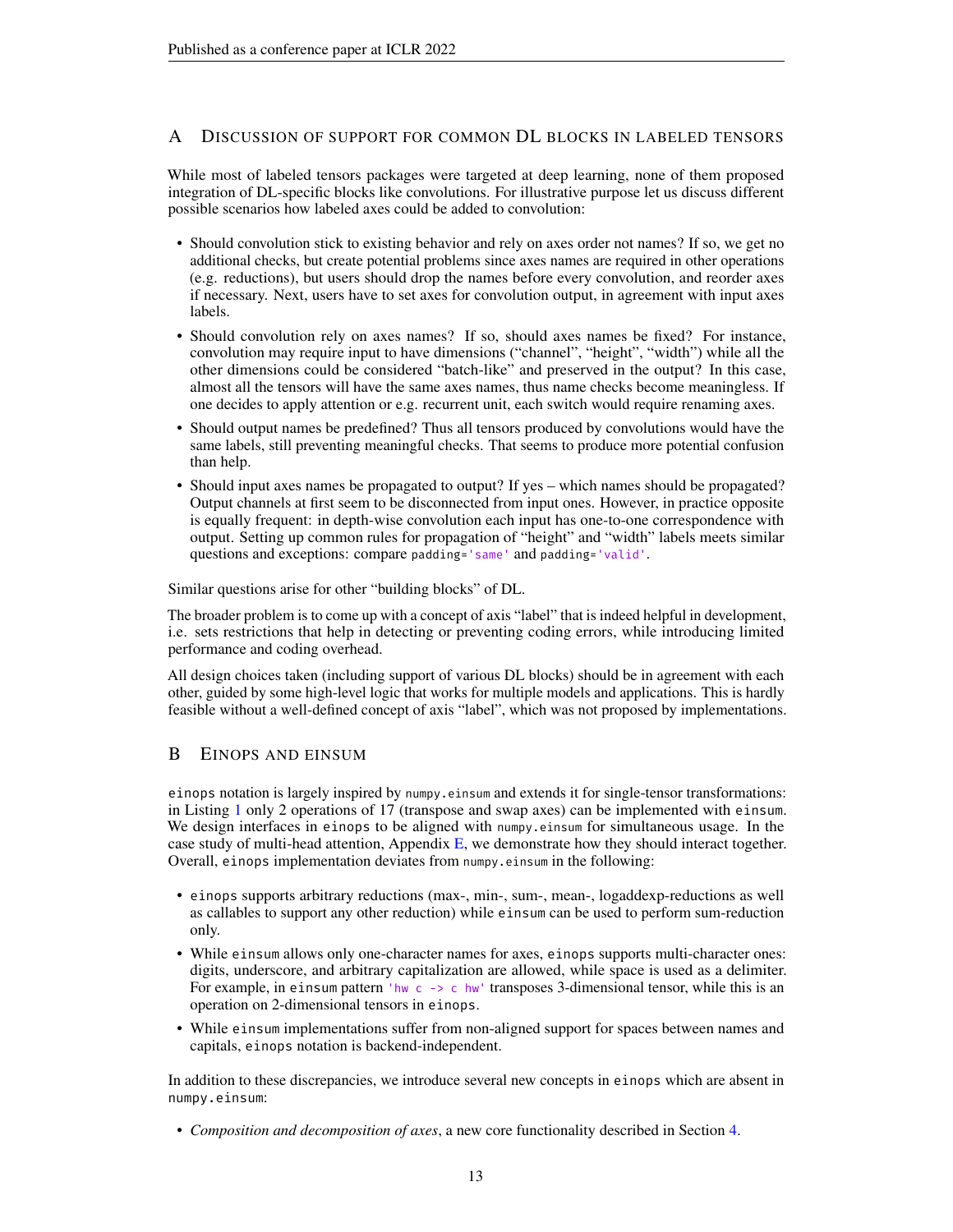## A Discussion of support for common DL blocks in labeled tensors

While most of labeled tensors packages were targeted at deep learning, none of them proposed integration of DL-specific blocks like convolutions. For illustrative purpose let us discuss different possible scenarios how labeled axes could be added to convolution:

- Should convolution stick to existing behavior and rely on axes order not names? If so, we get no additional checks, but create potential problems since axes names are required in other operations (e.g. reductions), but users should drop the names before every convolution, and reorder axes if necessary. Next, users have to set axes for convolution output, in agreement with input axes labels.
- Should convolution rely on axes names? If so, should axes names be fixed? For instance, convolution may require input to have dimensions ("channel", "height", "width") while all the other dimensions could be considered "batch-like" and preserved in the output? In this case, almost all the tensors will have the same axes names, thus name checks become meaningless. If one decides to apply attention or e.g. recurrent unit, each switch would require renaming axes.
- Should output names be predefined? Thus all tensors produced by convolutions would have the same labels, still preventing meaningful checks. That seems to produce more potential confusion than help.
- Should input axes names be propagated to output? If yes – which names should be propagated? Output channels at first seem to be disconnected from input ones. However, in practice opposite is equally frequent: in depth-wise convolution each input has one-to-one correspondence with output. Setting up common rules for propagation of "height" and "width" labels meets similar questions and exceptions: compare `padding='same'` and `padding='valid'`.

Similar questions arise for other "building blocks" of DL.

The broader problem is to come up with a concept of axis "label" that is indeed helpful in development, i.e. sets restrictions that help in detecting or preventing coding errors, while introducing limited performance and coding overhead.

All design choices taken (including support of various DL blocks) should be in agreement with each other, guided by some high-level logic that works for multiple models and applications. This is hardly feasible without a well-defined concept of axis "label", which was not proposed by implementations.

## B Einops and einsum

`einops` notation is largely inspired by `numpy.einsum` and extends it for single-tensor transformations: in Listing 1 only 2 operations of 17 (transpose and swap axes) can be implemented with `einsum`. We design interfaces in `einops` to be aligned with `numpy.einsum` for simultaneous usage. In the case study of multi-head attention, Appendix E, we demonstrate how they should interact together. Overall, `einops` implementation deviates from `numpy.einsum` in the following:

- `einops` supports arbitrary reductions (max-, min-, sum-, mean-, logaddexp-reductions as well as callables to support any other reduction) while `einsum` can be used to perform sum-reduction only.
- While `einsum` allows only one-character names for axes, `einops` supports multi-character ones: digits, underscore, and arbitrary capitalization are allowed, while space is used as a delimiter. For example, in `einsum` pattern `'hw c -> c hw'` transposes 3-dimensional tensor, while this is an operation on 2-dimensional tensors in `einops`.
- While `einsum` implementations suffer from non-aligned support for spaces between names and capitals, `einops` notation is backend-independent.

In addition to these discrepancies, we introduce several new concepts in `einops` which are absent in `numpy.einsum`:

- *Composition and decomposition of axes*, a new core functionality described in Section 4.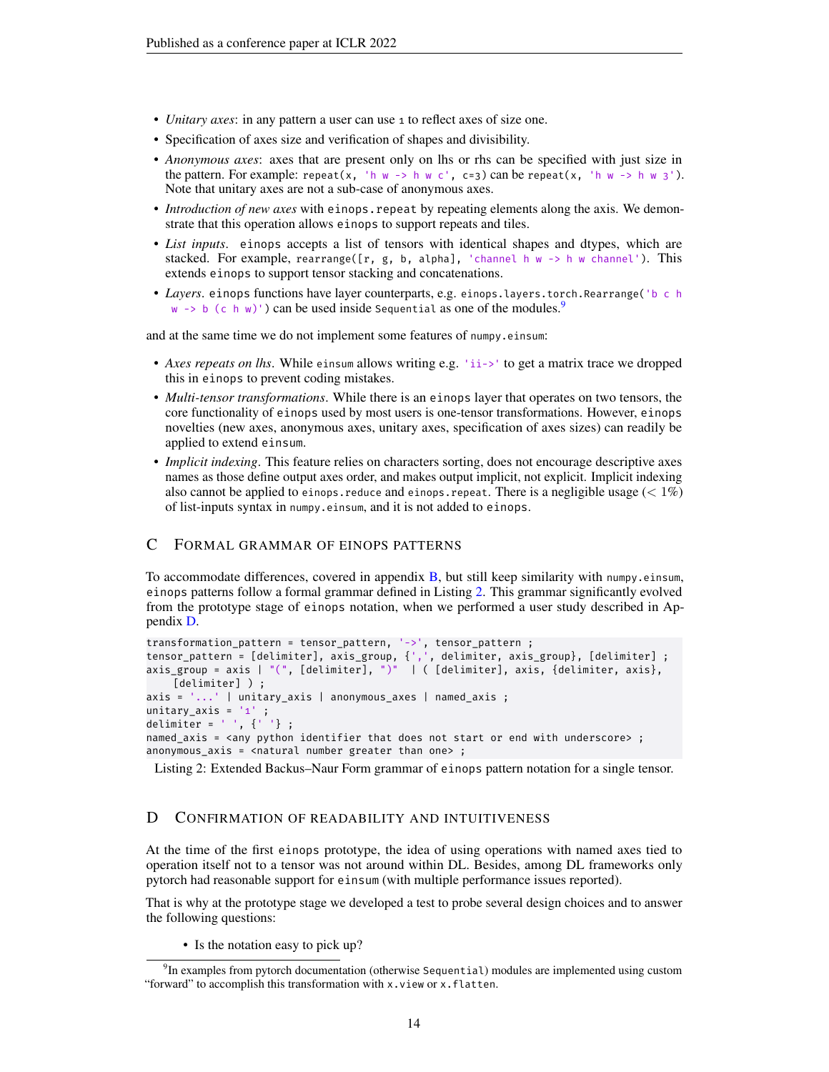- *Unitary axes*: in any pattern a user can use `1` to reflect axes of size one.
- Specification of axes size and verification of shapes and divisibility.
- *Anonymous axes*: axes that are present only on lhs or rhs can be specified with just size in the pattern. For example: `repeat(x, 'h w -> h w c', c=3)` can be `repeat(x, 'h w -> h w 3')`. Note that unitary axes are not a sub-case of anonymous axes.
- *Introduction of new axes* with `einops.repeat` by repeating elements along the axis. We demonstrate that this operation allows `einops` to support repeats and tiles.
- *List inputs*. `einops` accepts a list of tensors with identical shapes and dtypes, which are stacked. For example, `rearrange([r, g, b, alpha], 'channel h w -> h w channel')`. This extends `einops` to support tensor stacking and concatenations.
- *Layers*. `einops` functions have layer counterparts, e.g. `einops.layers.torch.Rearrange('b c h w -> b (c h w)')` can be used inside `Sequential` as one of the modules.[9]

and at the same time we do not implement some features of `numpy.einsum`:

- *Axes repeats on lhs*. While `einsum` allows writing e.g. `'ii->'` to get a matrix trace we dropped this in `einops` to prevent coding mistakes.
- *Multi-tensor transformations*. While there is an `einops` layer that operates on two tensors, the core functionality of `einops` used by most users is one-tensor transformations. However, `einops` novelties (new axes, anonymous axes, unitary axes, specification of axes sizes) can readily be applied to extend `einsum`.
- *Implicit indexing*. This feature relies on characters sorting, does not encourage descriptive axes names as those define output axes order, and makes output implicit, not explicit. Implicit indexing also cannot be applied to `einops.reduce` and `einops.repeat`. There is a negligible usage ($< 1\%$) of list-inputs syntax in `numpy.einsum`, and it is not added to `einops`.

## C Formal grammar of einops patterns

To accommodate differences, covered in appendix B, but still keep similarity with `numpy.einsum`, `einops` patterns follow a formal grammar defined in Listing 2. This grammar significantly evolved from the prototype stage of `einops` notation, when we performed a user study described in Appendix D.

```
transformation_pattern = tensor_pattern, '->', tensor_pattern ;
tensor_pattern = [delimiter], axis_group, {',', delimiter, axis_group}, [delimiter] ;
axis_group = axis | "(", [delimiter], ")"  | ( [delimiter], axis, {delimiter, axis},
    [delimiter] ) ;
axis = '...' | unitary_axis | anonymous_axes | named_axis ;
unitary_axis = '1' ;
delimiter = ' ', {' '} ;
named_axis = <any python identifier that does not start or end with underscore> ;
anonymous_axis = <natural number greater than one> ;
```

Listing 2: Extended Backus–Naur Form grammar of `einops` pattern notation for a single tensor.

## D Confirmation of readability and intuitiveness

At the time of the first `einops` prototype, the idea of using operations with named axes tied to operation itself not to a tensor was not around within DL. Besides, among DL frameworks only pytorch had reasonable support for `einsum` (with multiple performance issues reported).

That is why at the prototype stage we developed a test to probe several design choices and to answer the following questions:

- Is the notation easy to pick up?

[9] In examples from pytorch documentation (otherwise `Sequential`) modules are implemented using custom "forward" to accomplish this transformation with `x.view` or `x.flatten`.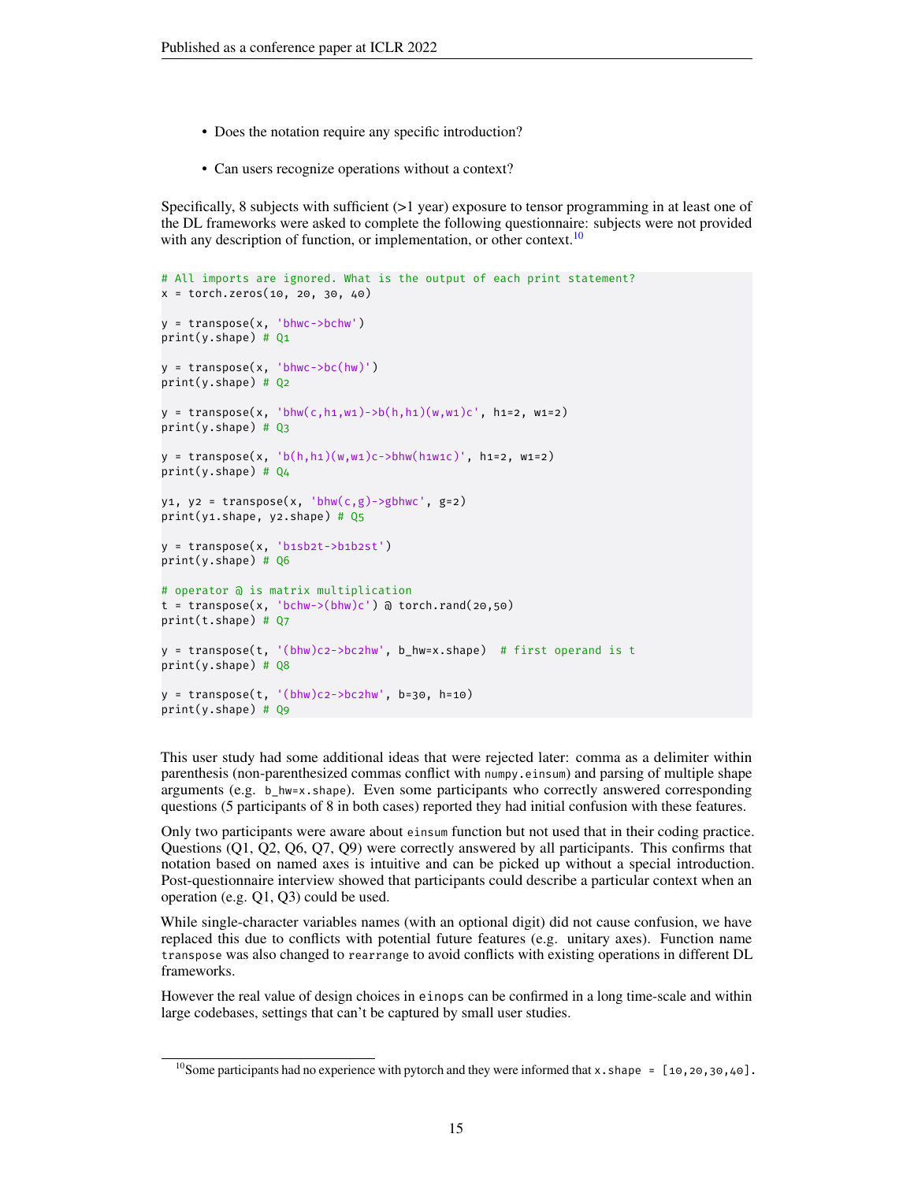- Does the notation require any specific introduction?
- Can users recognize operations without a context?

Specifically, 8 subjects with sufficient (>1 year) exposure to tensor programming in at least one of the DL frameworks were asked to complete the following questionnaire: subjects were not provided with any description of function, or implementation, or other context.[10]

```
# All imports are ignored. What is the output of each print statement?
x = torch.zeros(10, 20, 30, 40)

y = transpose(x, 'bhwc->bchw')
print(y.shape) # Q1

y = transpose(x, 'bhwc->bc(hw)')
print(y.shape) # Q2

y = transpose(x, 'bhw(c,h1,w1)->b(h,h1)(w,w1)c', h1=2, w1=2)
print(y.shape) # Q3

y = transpose(x, 'b(h,h1)(w,w1)c->bhw(h1w1c)', h1=2, w1=2)
print(y.shape) # Q4

y1, y2 = transpose(x, 'bhw(c,g)->gbhwc', g=2)
print(y1.shape, y2.shape) # Q5

y = transpose(x, 'b1sb2t->b1b2st')
print(y.shape) # Q6

# operator @ is matrix multiplication
t = transpose(x, 'bchw->(bhw)c') @ torch.rand(20,50)
print(t.shape) # Q7

y = transpose(t, '(bhw)c2->bc2hw', b_hw=x.shape)  # first operand is t
print(y.shape) # Q8

y = transpose(t, '(bhw)c2->bc2hw', b=30, h=10)
print(y.shape) # Q9
```

This user study had some additional ideas that were rejected later: comma as a delimiter within parenthesis (non-parenthesized commas conflict with `numpy.einsum`) and parsing of multiple shape arguments (e.g. `b_hw=x.shape`). Even some participants who correctly answered corresponding questions (5 participants of 8 in both cases) reported they had initial confusion with these features.

Only two participants were aware about `einsum` function but not used that in their coding practice. Questions (Q1, Q2, Q6, Q7, Q9) were correctly answered by all participants. This confirms that notation based on named axes is intuitive and can be picked up without a special introduction. Post-questionnaire interview showed that participants could describe a particular context when an operation (e.g. Q1, Q3) could be used.

While single-character variables names (with an optional digit) did not cause confusion, we have replaced this due to conflicts with potential future features (e.g. unitary axes). Function name `transpose` was also changed to `rearrange` to avoid conflicts with existing operations in different DL frameworks.

However the real value of design choices in `einops` can be confirmed in a long time-scale and within large codebases, settings that can't be captured by small user studies.

[10] Some participants had no experience with pytorch and they were informed that `x.shape = [10,20,30,40]`.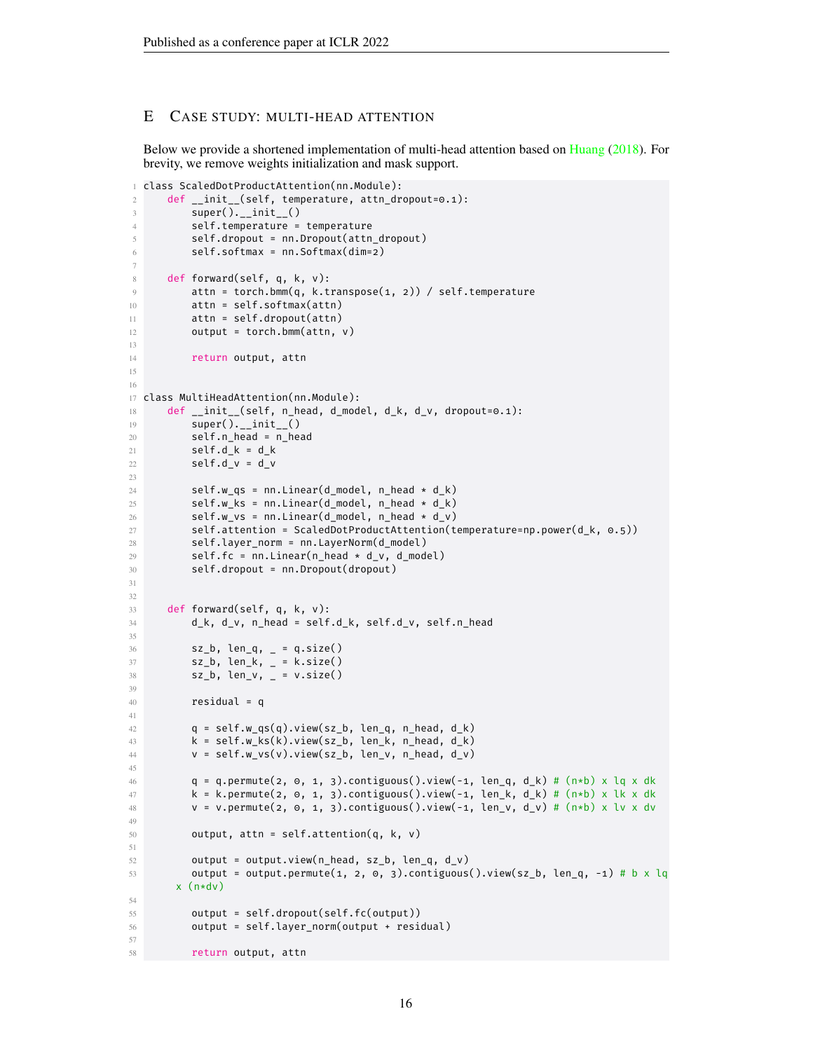## E Case study: multi-head attention

Below we provide a shortened implementation of multi-head attention based on Huang (2018). For brevity, we remove weights initialization and mask support.

```python
class ScaledDotProductAttention(nn.Module):
    def __init__(self, temperature, attn_dropout=0.1):
        super().__init__()
        self.temperature = temperature
        self.dropout = nn.Dropout(attn_dropout)
        self.softmax = nn.Softmax(dim=2)

    def forward(self, q, k, v):
        attn = torch.bmm(q, k.transpose(1, 2)) / self.temperature
        attn = self.softmax(attn)
        attn = self.dropout(attn)
        output = torch.bmm(attn, v)

        return output, attn


class MultiHeadAttention(nn.Module):
    def __init__(self, n_head, d_model, d_k, d_v, dropout=0.1):
        super().__init__()
        self.n_head = n_head
        self.d_k = d_k
        self.d_v = d_v

        self.w_qs = nn.Linear(d_model, n_head * d_k)
        self.w_ks = nn.Linear(d_model, n_head * d_k)
        self.w_vs = nn.Linear(d_model, n_head * d_v)
        self.attention = ScaledDotProductAttention(temperature=np.power(d_k, 0.5))
        self.layer_norm = nn.LayerNorm(d_model)
        self.fc = nn.Linear(n_head * d_v, d_model)
        self.dropout = nn.Dropout(dropout)


    def forward(self, q, k, v):
        d_k, d_v, n_head = self.d_k, self.d_v, self.n_head

        sz_b, len_q, _ = q.size()
        sz_b, len_k, _ = k.size()
        sz_b, len_v, _ = v.size()

        residual = q

        q = self.w_qs(q).view(sz_b, len_q, n_head, d_k)
        k = self.w_ks(k).view(sz_b, len_k, n_head, d_k)
        v = self.w_vs(v).view(sz_b, len_v, n_head, d_v)

        q = q.permute(2, 0, 1, 3).contiguous().view(-1, len_q, d_k) # (n*b) x lq x dk
        k = k.permute(2, 0, 1, 3).contiguous().view(-1, len_k, d_k) # (n*b) x lk x dk
        v = v.permute(2, 0, 1, 3).contiguous().view(-1, len_v, d_v) # (n*b) x lv x dv

        output, attn = self.attention(q, k, v)

        output = output.view(n_head, sz_b, len_q, d_v)
        output = output.permute(1, 2, 0, 3).contiguous().view(sz_b, len_q, -1) # b x lq x (n*dv)

        output = self.dropout(self.fc(output))
        output = self.layer_norm(output + residual)

        return output, attn
```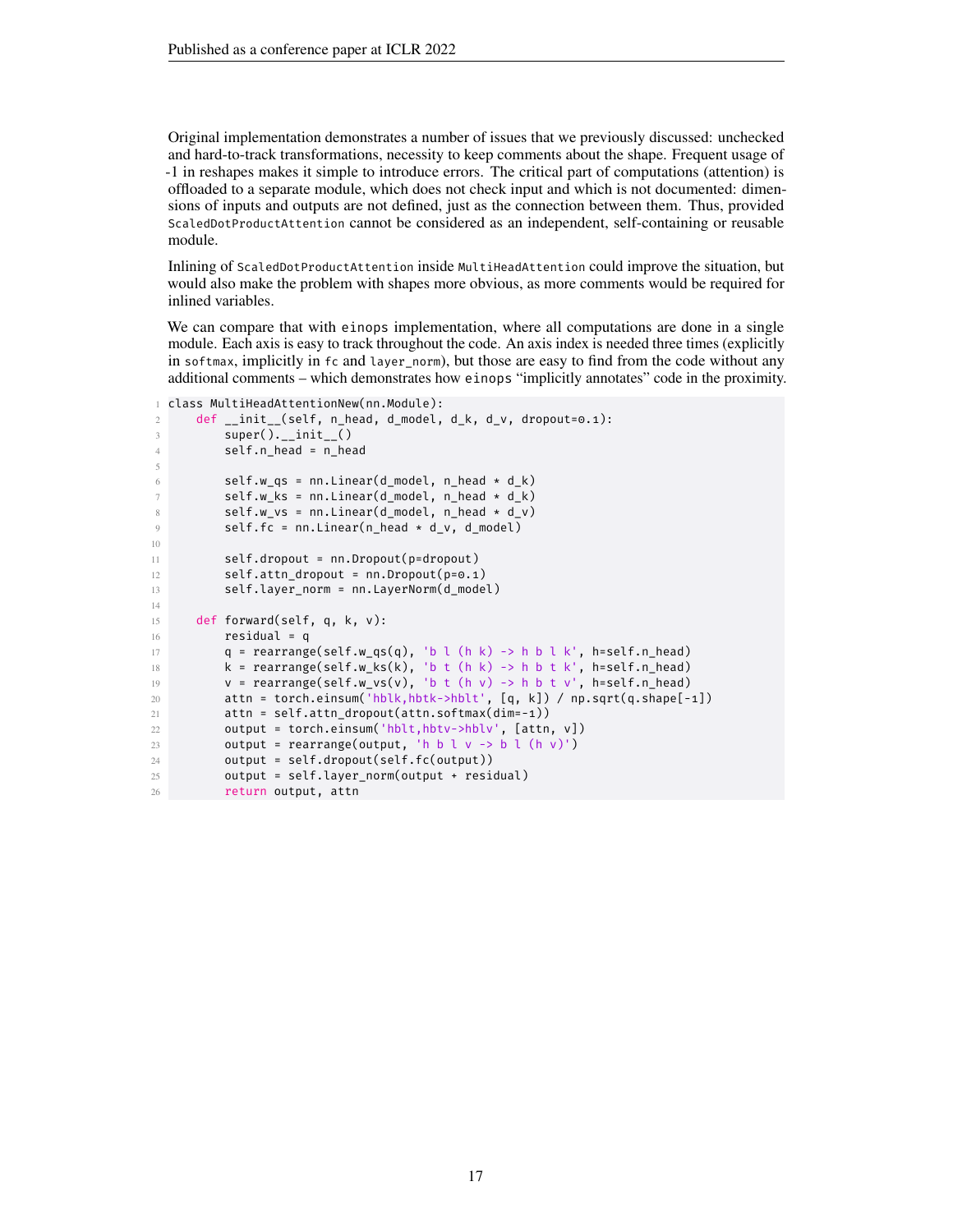Original implementation demonstrates a number of issues that we previously discussed: unchecked and hard-to-track transformations, necessity to keep comments about the shape. Frequent usage of -1 in reshapes makes it simple to introduce errors. The critical part of computations (attention) is offloaded to a separate module, which does not check input and which is not documented: dimensions of inputs and outputs are not defined, just as the connection between them. Thus, provided `ScaledDotProductAttention` cannot be considered as an independent, self-containing or reusable module.

Inlining of `ScaledDotProductAttention` inside `MultiHeadAttention` could improve the situation, but would also make the problem with shapes more obvious, as more comments would be required for inlined variables.

We can compare that with `einops` implementation, where all computations are done in a single module. Each axis is easy to track throughout the code. An axis index is needed three times (explicitly in `softmax`, implicitly in `fc` and `layer_norm`), but those are easy to find from the code without any additional comments – which demonstrates how `einops` "implicitly annotates" code in the proximity.

```
class MultiHeadAttentionNew(nn.Module):
    def __init__(self, n_head, d_model, d_k, d_v, dropout=0.1):
        super().__init__()
        self.n_head = n_head

        self.w_qs = nn.Linear(d_model, n_head * d_k)
        self.w_ks = nn.Linear(d_model, n_head * d_k)
        self.w_vs = nn.Linear(d_model, n_head * d_v)
        self.fc = nn.Linear(n_head * d_v, d_model)

        self.dropout = nn.Dropout(p=dropout)
        self.attn_dropout = nn.Dropout(p=0.1)
        self.layer_norm = nn.LayerNorm(d_model)

    def forward(self, q, k, v):
        residual = q
        q = rearrange(self.w_qs(q), 'b l (h k) -> h b l k', h=self.n_head)
        k = rearrange(self.w_ks(k), 'b t (h k) -> h b t k', h=self.n_head)
        v = rearrange(self.w_vs(v), 'b t (h v) -> h b t v', h=self.n_head)
        attn = torch.einsum('hblk,hbtk->hblt', [q, k]) / np.sqrt(q.shape[-1])
        attn = self.attn_dropout(attn.softmax(dim=-1))
        output = torch.einsum('hblt,hbtv->hblv', [attn, v])
        output = rearrange(output, 'h b l v -> b l (h v)')
        output = self.dropout(self.fc(output))
        output = self.layer_norm(output + residual)
        return output, attn
```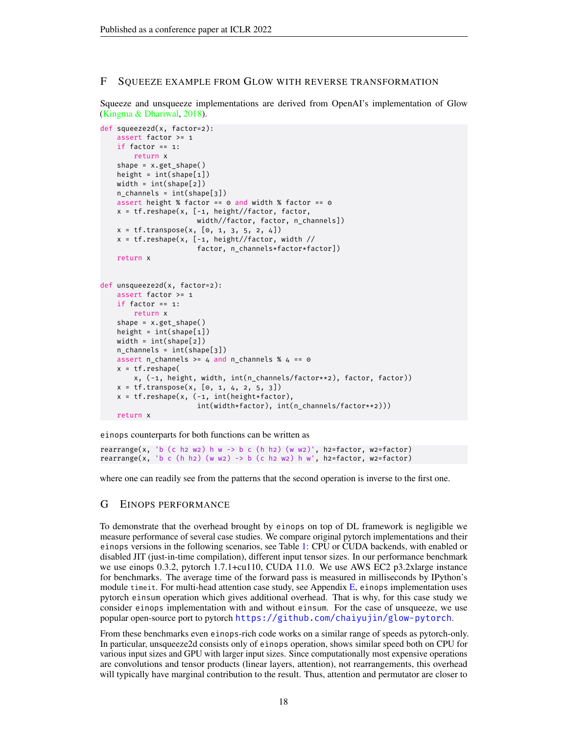## F SQUEEZE EXAMPLE FROM GLOW WITH REVERSE TRANSFORMATION

Squeeze and unsqueeze implementations are derived from OpenAI's implementation of Glow (Kingma & Dhariwal, 2018).

```
def squeeze2d(x, factor=2):
    assert factor >= 1
    if factor == 1:
        return x
    shape = x.get_shape()
    height = int(shape[1])
    width = int(shape[2])
    n_channels = int(shape[3])
    assert height % factor == 0 and width % factor == 0
    x = tf.reshape(x, [-1, height//factor, factor,
                       width//factor, factor, n_channels])
    x = tf.transpose(x, [0, 1, 3, 5, 2, 4])
    x = tf.reshape(x, [-1, height//factor, width //
                       factor, n_channels*factor*factor])
    return x


def unsqueeze2d(x, factor=2):
    assert factor >= 1
    if factor == 1:
        return x
    shape = x.get_shape()
    height = int(shape[1])
    width = int(shape[2])
    n_channels = int(shape[3])
    assert n_channels >= 4 and n_channels % 4 == 0
    x = tf.reshape(
        x, (-1, height, width, int(n_channels/factor**2), factor, factor))
    x = tf.transpose(x, [0, 1, 4, 2, 5, 3])
    x = tf.reshape(x, (-1, int(height*factor),
                       int(width*factor), int(n_channels/factor**2)))
    return x
```

`einops` counterparts for both functions can be written as

```
rearrange(x, 'b (c h2 w2) h w -> b c (h h2) (w w2)', h2=factor, w2=factor)
rearrange(x, 'b c (h h2) (w w2) -> b (c h2 w2) h w', h2=factor, w2=factor)
```

where one can readily see from the patterns that the second operation is inverse to the first one.

## G EINOPS PERFORMANCE

To demonstrate that the overhead brought by `einops` on top of DL framework is negligible we measure performance of several case studies. We compare original pytorch implementations and their `einops` versions in the following scenarios, see Table 1: CPU or CUDA backends, with enabled or disabled JIT (just-in-time compilation), different input tensor sizes. In our performance benchmark we use einops 0.3.2, pytorch 1.7.1+cu110, CUDA 11.0. We use AWS EC2 p3.2xlarge instance for benchmarks. The average time of the forward pass is measured in milliseconds by IPython's module `timeit`. For multi-head attention case study, see Appendix E, `einops` implementation uses pytorch `einsum` operation which gives additional overhead. That is why, for this case study we consider `einops` implementation with and without `einsum`. For the case of unsqueeze, we use popular open-source port to pytorch https://github.com/chaiyujin/glow-pytorch.

From these benchmarks even `einops`-rich code works on a similar range of speeds as pytorch-only. In particular, unsqueeze2d consists only of `einops` operation, shows similar speed both on CPU for various input sizes and GPU with larger input sizes. Since computationally most expensive operations are convolutions and tensor products (linear layers, attention), not rearrangements, this overhead will typically have marginal contribution to the result. Thus, attention and permutator are closer to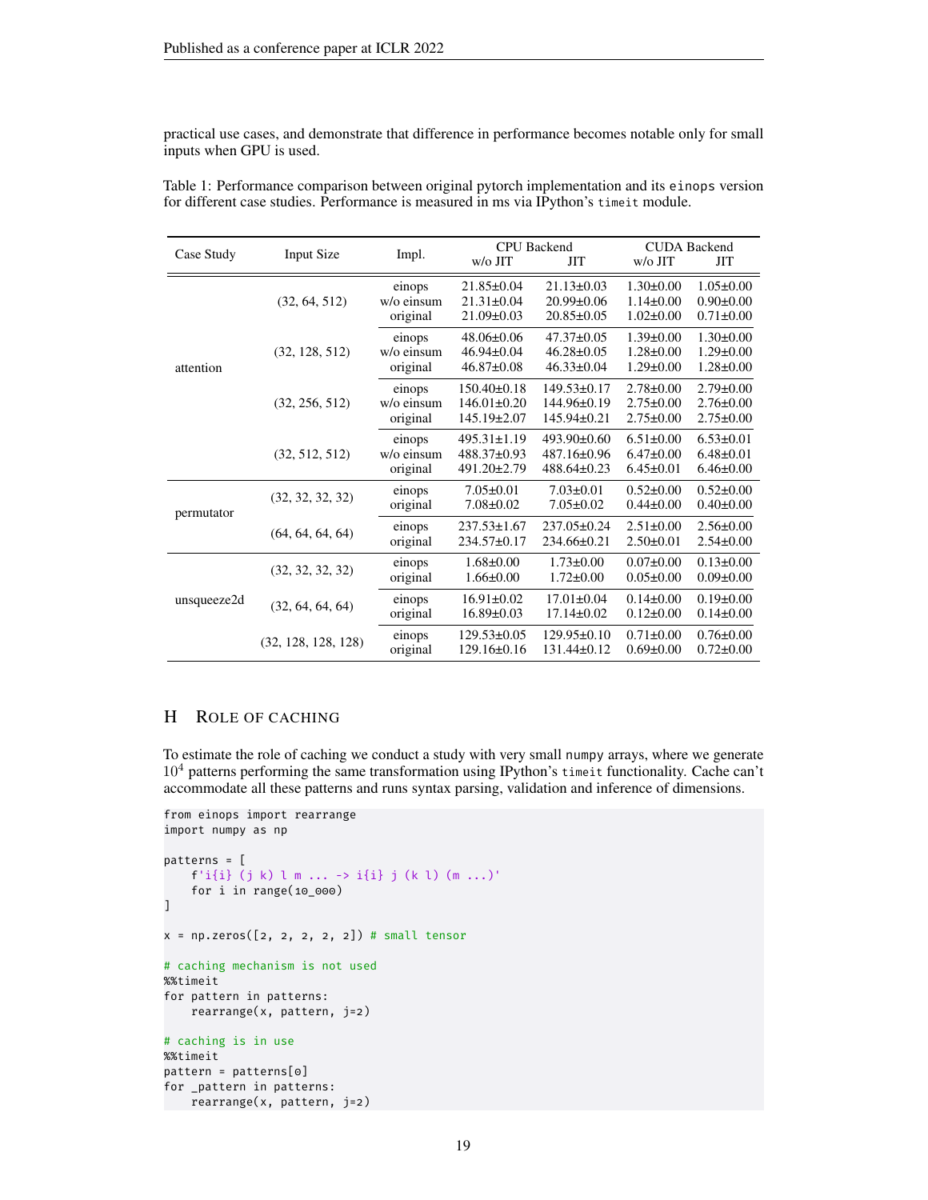practical use cases, and demonstrate that difference in performance becomes notable only for small inputs when GPU is used.

Table 1: Performance comparison between original pytorch implementation and its `einops` version for different case studies. Performance is measured in ms via IPython's `timeit` module.

| Case Study | Input Size | Impl. | CPU Backend | | CUDA Backend | |
|---|---|---|---|---|---|---|
| | | | w/o JIT | JIT | w/o JIT | JIT |
| attention | (32, 64, 512) | einops | 21.85±0.04 | 21.13±0.03 | 1.30±0.00 | 1.05±0.00 |
| | | w/o einsum | 21.31±0.04 | 20.99±0.06 | 1.14±0.00 | 0.90±0.00 |
| | | original | 21.09±0.03 | 20.85±0.05 | 1.02±0.00 | 0.71±0.00 |
| | (32, 128, 512) | einops | 48.06±0.06 | 47.37±0.05 | 1.39±0.00 | 1.30±0.00 |
| | | w/o einsum | 46.94±0.04 | 46.28±0.05 | 1.28±0.00 | 1.29±0.00 |
| | | original | 46.87±0.08 | 46.33±0.04 | 1.29±0.00 | 1.28±0.00 |
| | (32, 256, 512) | einops | 150.40±0.18 | 149.53±0.17 | 2.78±0.00 | 2.79±0.00 |
| | | w/o einsum | 146.01±0.20 | 144.96±0.19 | 2.75±0.00 | 2.76±0.00 |
| | | original | 145.19±2.07 | 145.94±0.21 | 2.75±0.00 | 2.75±0.00 |
| | (32, 512, 512) | einops | 495.31±1.19 | 493.90±0.60 | 6.51±0.00 | 6.53±0.01 |
| | | w/o einsum | 488.37±0.93 | 487.16±0.96 | 6.47±0.00 | 6.48±0.01 |
| | | original | 491.20±2.79 | 488.64±0.23 | 6.45±0.01 | 6.46±0.00 |
| permutator | (32, 32, 32, 32) | einops | 7.05±0.01 | 7.03±0.01 | 0.52±0.00 | 0.52±0.00 |
| | | original | 7.08±0.02 | 7.05±0.02 | 0.44±0.00 | 0.40±0.00 |
| | (64, 64, 64, 64) | einops | 237.53±1.67 | 237.05±0.24 | 2.51±0.00 | 2.56±0.00 |
| | | original | 234.57±0.17 | 234.66±0.21 | 2.50±0.01 | 2.54±0.00 |
| unsqueeze2d | (32, 32, 32, 32) | einops | 1.68±0.00 | 1.73±0.00 | 0.07±0.00 | 0.13±0.00 |
| | | original | 1.66±0.00 | 1.72±0.00 | 0.05±0.00 | 0.09±0.00 |
| | (32, 64, 64, 64) | einops | 16.91±0.02 | 17.01±0.04 | 0.14±0.00 | 0.19±0.00 |
| | | original | 16.89±0.03 | 17.14±0.02 | 0.12±0.00 | 0.14±0.00 |
| | (32, 128, 128, 128) | einops | 129.53±0.05 | 129.95±0.10 | 0.71±0.00 | 0.76±0.00 |
| | | original | 129.16±0.16 | 131.44±0.12 | 0.69±0.00 | 0.72±0.00 |

## H Role of Caching

To estimate the role of caching we conduct a study with very small `numpy` arrays, where we generate $10^4$ patterns performing the same transformation using IPython's `timeit` functionality. Cache can't accommodate all these patterns and runs syntax parsing, validation and inference of dimensions.

```
from einops import rearrange
import numpy as np

patterns = [
    f'i{i} (j k) l m ... -> i{i} j (k l) (m ...)'
    for i in range(10_000)
]

x = np.zeros([2, 2, 2, 2, 2]) # small tensor

# caching mechanism is not used
%%timeit
for pattern in patterns:
    rearrange(x, pattern, j=2)

# caching is in use
%%timeit
pattern = patterns[0]
for _pattern in patterns:
    rearrange(x, pattern, j=2)
```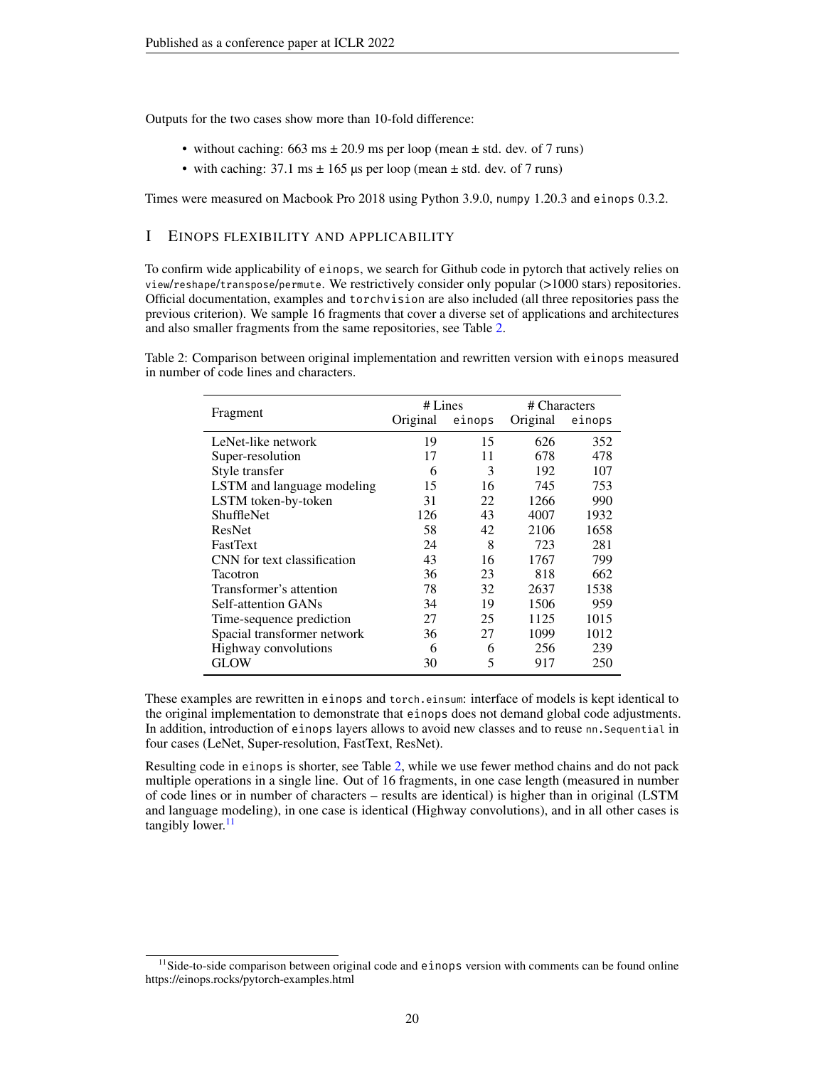Outputs for the two cases show more than 10-fold difference:

- without caching: 663 ms ± 20.9 ms per loop (mean ± std. dev. of 7 runs)
- with caching: 37.1 ms ± 165 µs per loop (mean ± std. dev. of 7 runs)

Times were measured on Macbook Pro 2018 using Python 3.9.0, `numpy` 1.20.3 and `einops` 0.3.2.

## I EINOPS FLEXIBILITY AND APPLICABILITY

To confirm wide applicability of `einops`, we search for Github code in pytorch that actively relies on `view`/`reshape`/`transpose`/`permute`. We restrictively consider only popular (>1000 stars) repositories. Official documentation, examples and `torchvision` are also included (all three repositories pass the previous criterion). We sample 16 fragments that cover a diverse set of applications and architectures and also smaller fragments from the same repositories, see Table 2.

Table 2: Comparison between original implementation and rewritten version with `einops` measured in number of code lines and characters.

| Fragment | # Lines | | # Characters | |
|---|---|---|---|---|
| | Original | `einops` | Original | `einops` |
| LeNet-like network | 19 | 15 | 626 | 352 |
| Super-resolution | 17 | 11 | 678 | 478 |
| Style transfer | 6 | 3 | 192 | 107 |
| LSTM and language modeling | 15 | 16 | 745 | 753 |
| LSTM token-by-token | 31 | 22 | 1266 | 990 |
| ShuffleNet | 126 | 43 | 4007 | 1932 |
| ResNet | 58 | 42 | 2106 | 1658 |
| FastText | 24 | 8 | 723 | 281 |
| CNN for text classification | 43 | 16 | 1767 | 799 |
| Tacotron | 36 | 23 | 818 | 662 |
| Transformer's attention | 78 | 32 | 2637 | 1538 |
| Self-attention GANs | 34 | 19 | 1506 | 959 |
| Time-sequence prediction | 27 | 25 | 1125 | 1015 |
| Spacial transformer network | 36 | 27 | 1099 | 1012 |
| Highway convolutions | 6 | 6 | 256 | 239 |
| GLOW | 30 | 5 | 917 | 250 |

These examples are rewritten in `einops` and `torch.einsum`: interface of models is kept identical to the original implementation to demonstrate that `einops` does not demand global code adjustments. In addition, introduction of `einops` layers allows to avoid new classes and to reuse `nn.Sequential` in four cases (LeNet, Super-resolution, FastText, ResNet).

Resulting code in `einops` is shorter, see Table 2, while we use fewer method chains and do not pack multiple operations in a single line. Out of 16 fragments, in one case length (measured in number of code lines or in number of characters – results are identical) is higher than in original (LSTM and language modeling), in one case is identical (Highway convolutions), and in all other cases is tangibly lower.[11]

[11] Side-to-side comparison between original code and `einops` version with comments can be found online https://einops.rocks/pytorch-examples.html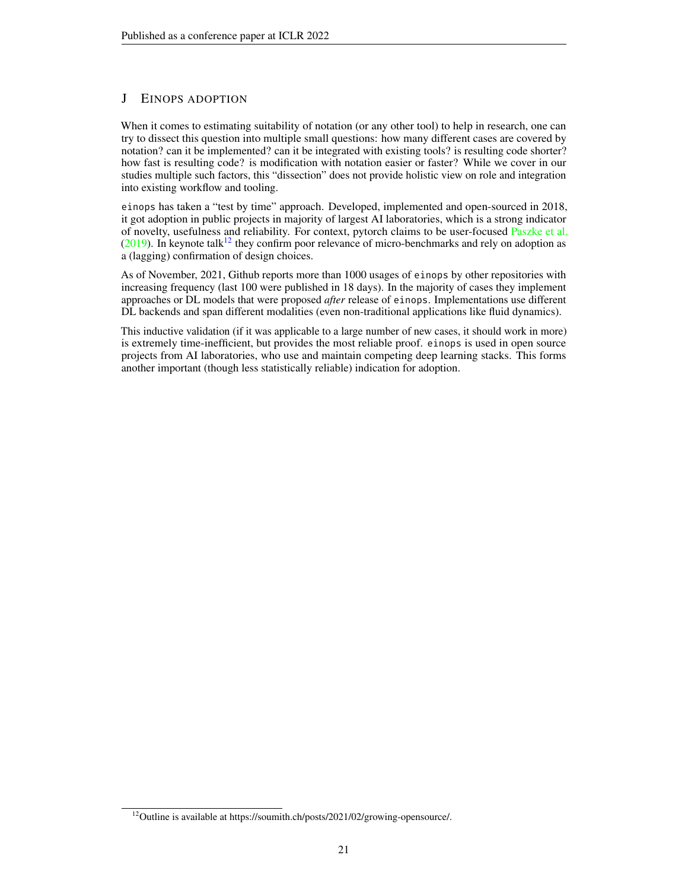## J EINOPS ADOPTION

When it comes to estimating suitability of notation (or any other tool) to help in research, one can try to dissect this question into multiple small questions: how many different cases are covered by notation? can it be implemented? can it be integrated with existing tools? is resulting code shorter? how fast is resulting code? is modification with notation easier or faster? While we cover in our studies multiple such factors, this "dissection" does not provide holistic view on role and integration into existing workflow and tooling.

`einops` has taken a "test by time" approach. Developed, implemented and open-sourced in 2018, it got adoption in public projects in majority of largest AI laboratories, which is a strong indicator of novelty, usefulness and reliability. For context, pytorch claims to be user-focused Paszke et al. (2019). In keynote talk[12] they confirm poor relevance of micro-benchmarks and rely on adoption as a (lagging) confirmation of design choices.

As of November, 2021, Github reports more than 1000 usages of `einops` by other repositories with increasing frequency (last 100 were published in 18 days). In the majority of cases they implement approaches or DL models that were proposed *after* release of `einops`. Implementations use different DL backends and span different modalities (even non-traditional applications like fluid dynamics).

This inductive validation (if it was applicable to a large number of new cases, it should work in more) is extremely time-inefficient, but provides the most reliable proof. `einops` is used in open source projects from AI laboratories, who use and maintain competing deep learning stacks. This forms another important (though less statistically reliable) indication for adoption.

[12] Outline is available at https://soumith.ch/posts/2021/02/growing-opensource/.